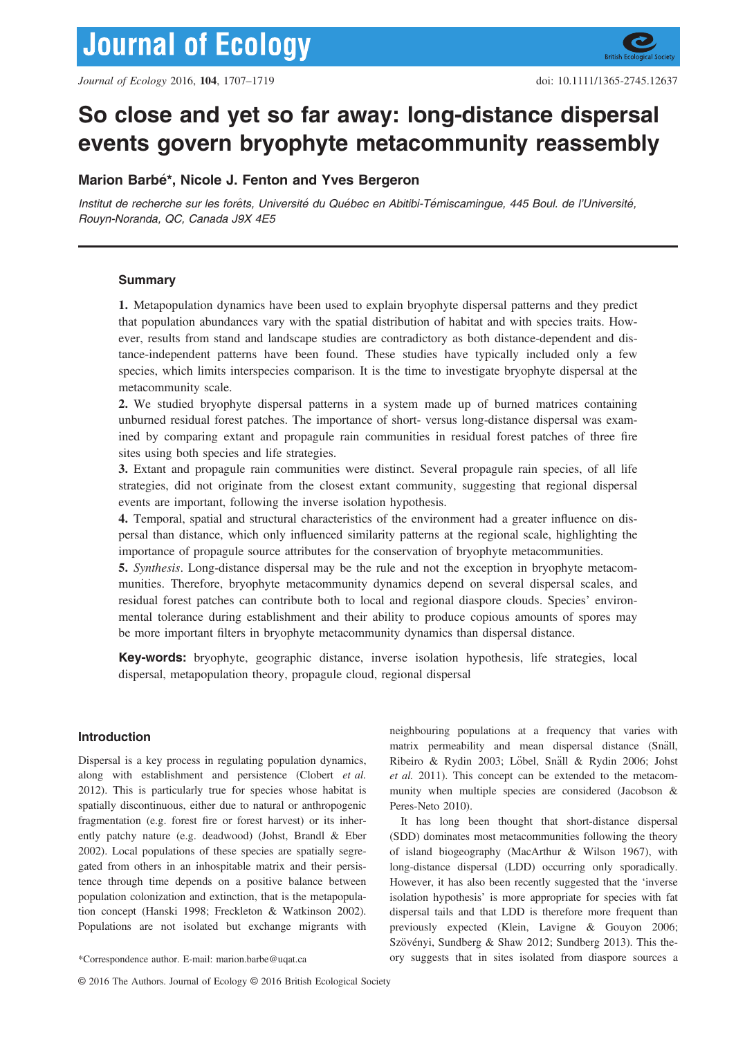# So close and yet so far away: long-distance dispersal events govern bryophyte metacommunity reassembly

**Marion Barbé\*, Nicole J. Fenton and Yves Bergeron**

*Institut de recherche sur les forêts, Université du Québec en Abitibi-Témiscamingue, 445 Boul. de l'Université, Rouyn-Noranda, QC, Canada J9X 4E5*

## Summary

**1.** Metapopulation dynamics have been used to explain bryophyte dispersal patterns and they predict that population abundances vary with the spatial distribution of habitat and with species traits. However, results from stand and landscape studies are contradictory as both distance-dependent and distance-independent patterns have been found. These studies have typically included only a few species, which limits interspecies comparison. It is the time to investigate bryophyte dispersal at the metacommunity scale.

**2.** We studied bryophyte dispersal patterns in a system made up of burned matrices containing unburned residual forest patches. The importance of short- versus long-distance dispersal was examined by comparing extant and propagule rain communities in residual forest patches of three fire sites using both species and life strategies.

**3.** Extant and propagule rain communities were distinct. Several propagule rain species, of all life strategies, did not originate from the closest extant community, suggesting that regional dispersal events are important, following the inverse isolation hypothesis.

**4.** Temporal, spatial and structural characteristics of the environment had a greater influence on dispersal than distance, which only influenced similarity patterns at the regional scale, highlighting the importance of propagule source attributes for the conservation of bryophyte metacommunities.

**5.** *Synthesis*. Long-distance dispersal may be the rule and not the exception in bryophyte metacommunities. Therefore, bryophyte metacommunity dynamics depend on several dispersal scales, and residual forest patches can contribute both to local and regional diaspore clouds. Species' environmental tolerance during establishment and their ability to produce copious amounts of spores may be more important filters in bryophyte metacommunity dynamics than dispersal distance.

**Key-words:** bryophyte, geographic distance, inverse isolation hypothesis, life strategies, local dispersal, metapopulation theory, propagule cloud, regional dispersal

## Introduction

Dispersal is a key process in regulating population dynamics, along with establishment and persistence (Clobert *et al.* 2012). This is particularly true for species whose habitat is spatially discontinuous, either due to natural or anthropogenic fragmentation (e.g. forest fire or forest harvest) or its inherently patchy nature (e.g. deadwood) (Johst, Brandl & Eber 2002). Local populations of these species are spatially segregated from others in an inhospitable matrix and their persistence through time depends on a positive balance between population colonization and extinction, that is the metapopulation concept (Hanski 1998; Freckleton & Watkinson 2002). Populations are not isolated but exchange migrants with neighbouring populations at a frequency that varies with matrix permeability and mean dispersal distance (Snäll, Ribeiro & Rydin 2003; Löbel, Snäll & Rydin 2006; Johst *et al.* 2011). This concept can be extended to the metacommunity when multiple species are considered (Jacobson & Peres-Neto 2010).

It has long been thought that short-distance dispersal (SDD) dominates most metacommunities following the theory of island biogeography (MacArthur & Wilson 1967), with long-distance dispersal (LDD) occurring only sporadically. However, it has also been recently suggested that the 'inverse isolation hypothesis' is more appropriate for species with fat dispersal tails and that LDD is therefore more frequent than previously expected (Klein, Lavigne & Gouyon 2006; Szövényi, Sundberg & Shaw 2012; Sundberg 2013). This theory suggests that in sites isolated from diaspore sources a

\*Correspondence author. E-mail: marion.barbe@uqat.ca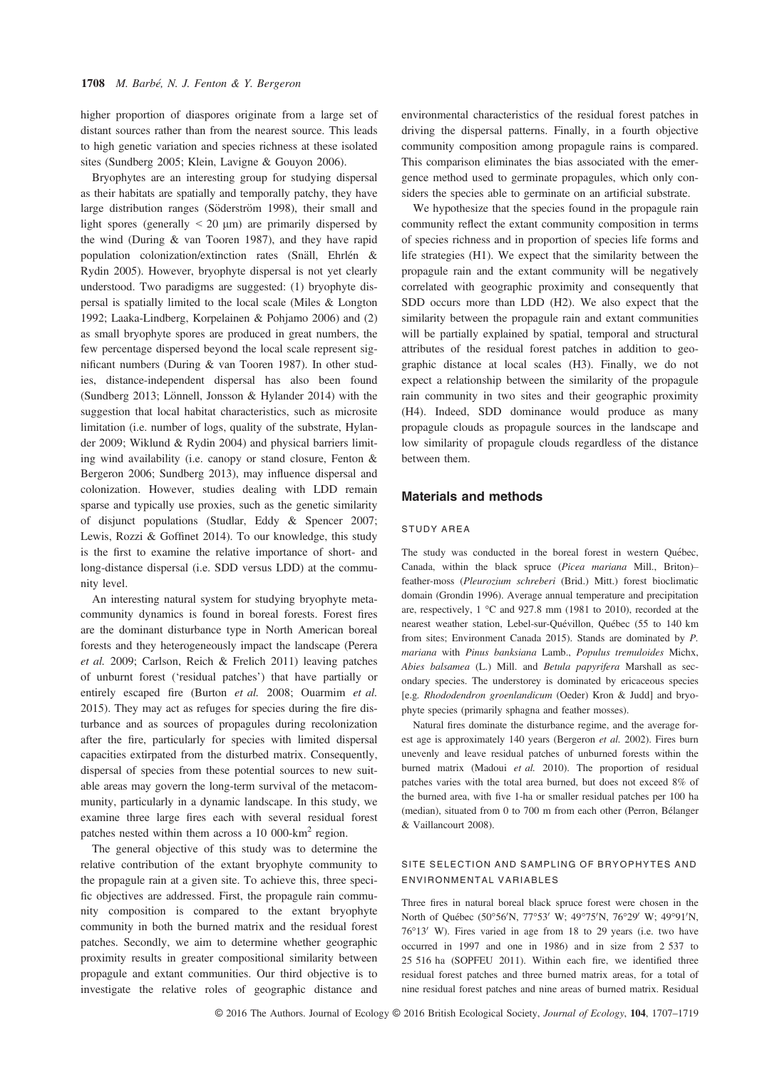higher proportion of diaspores originate from a large set of distant sources rather than from the nearest source. This leads to high genetic variation and species richness at these isolated sites (Sundberg 2005; Klein, Lavigne & Gouyon 2006).

Bryophytes are an interesting group for studying dispersal as their habitats are spatially and temporally patchy, they have large distribution ranges (Söderström 1998), their small and light spores (generally < 20 μm) are primarily dispersed by the wind (During & van Tooren 1987), and they have rapid population colonization/extinction rates (Snäll, Ehrlén & Rydin 2005). However, bryophyte dispersal is not yet clearly understood. Two paradigms are suggested: (1) bryophyte dispersal is spatially limited to the local scale (Miles & Longton 1992; Laaka-Lindberg, Korpelainen & Pohjamo 2006) and (2) as small bryophyte spores are produced in great numbers, the few percentage dispersed beyond the local scale represent significant numbers (During & van Tooren 1987). In other studies, distance-independent dispersal has also been found (Sundberg 2013; Lönnell, Jonsson & Hylander 2014) with the suggestion that local habitat characteristics, such as microsite limitation (i.e. number of logs, quality of the substrate, Hylander 2009; Wiklund & Rydin 2004) and physical barriers limiting wind availability (i.e. canopy or stand closure, Fenton & Bergeron 2006; Sundberg 2013), may influence dispersal and colonization. However, studies dealing with LDD remain sparse and typically use proxies, such as the genetic similarity of disjunct populations (Studlar, Eddy & Spencer 2007; Lewis, Rozzi & Goffinet 2014). To our knowledge, this study is the first to examine the relative importance of short- and long-distance dispersal (i.e. SDD versus LDD) at the community level.

An interesting natural system for studying bryophyte metacommunity dynamics is found in boreal forests. Forest fires are the dominant disturbance type in North American boreal forests and they heterogeneously impact the landscape (Perera *et al.* 2009; Carlson, Reich & Frelich 2011) leaving patches of unburnt forest ('residual patches') that have partially or entirely escaped fire (Burton *et al.* 2008; Ouarmim *et al.* 2015). They may act as refuges for species during the fire disturbance and as sources of propagules during recolonization after the fire, particularly for species with limited dispersal capacities extirpated from the disturbed matrix. Consequently, dispersal of species from these potential sources to new suitable areas may govern the long-term survival of the metacommunity, particularly in a dynamic landscape. In this study, we examine three large fires each with several residual forest patches nested within them across a 10 000-km$^2$ region.

The general objective of this study was to determine the relative contribution of the extant bryophyte community to the propagule rain at a given site. To achieve this, three specific objectives are addressed. First, the propagule rain community composition is compared to the extant bryophyte community in both the burned matrix and the residual forest patches. Secondly, we aim to determine whether geographic proximity results in greater compositional similarity between propagule and extant communities. Our third objective is to investigate the relative roles of geographic distance and environmental characteristics of the residual forest patches in driving the dispersal patterns. Finally, in a fourth objective community composition among propagule rains is compared. This comparison eliminates the bias associated with the emergence method used to germinate propagules, which only considers the species able to germinate on an artificial substrate.

We hypothesize that the species found in the propagule rain community reflect the extant community composition in terms of species richness and in proportion of species life forms and life strategies (H1). We expect that the similarity between the propagule rain and the extant community will be negatively correlated with geographic proximity and consequently that SDD occurs more than LDD (H2). We also expect that the similarity between the propagule rain and extant communities will be partially explained by spatial, temporal and structural attributes of the residual forest patches in addition to geographic distance at local scales (H3). Finally, we do not expect a relationship between the similarity of the propagule rain community in two sites and their geographic proximity (H4). Indeed, SDD dominance would produce as many propagule clouds as propagule sources in the landscape and low similarity of propagule clouds regardless of the distance between them.

## Materials and methods

### STUDY AREA

The study was conducted in the boreal forest in western Québec, Canada, within the black spruce (*Picea mariana* Mill., Briton)–feather-moss (*Pleurozium schreberi* (Brid.) Mitt.) forest bioclimatic domain (Grondin 1996). Average annual temperature and precipitation are, respectively, 1 °C and 927.8 mm (1981 to 2010), recorded at the nearest weather station, Lebel-sur-Quévillon, Québec (55 to 140 km from sites; Environment Canada 2015). Stands are dominated by *P. mariana* with *Pinus banksiana* Lamb., *Populus tremuloides* Michx, *Abies balsamea* (L.) Mill. and *Betula papyrifera* Marshall as secondary species. The understorey is dominated by ericaceous species [e.g. *Rhododendron groenlandicum* (Oeder) Kron & Judd] and bryophyte species (primarily sphagna and feather mosses).

Natural fires dominate the disturbance regime, and the average forest age is approximately 140 years (Bergeron *et al.* 2002). Fires burn unevenly and leave residual patches of unburned forests within the burned matrix (Madoui *et al.* 2010). The proportion of residual patches varies with the total area burned, but does not exceed 8% of the burned area, with five 1-ha or smaller residual patches per 100 ha (median), situated from 0 to 700 m from each other (Perron, Bélanger & Vaillancourt 2008).

### SITE SELECTION AND SAMPLING OF BRYOPHYTES AND ENVIRONMENTAL VARIABLES

Three fires in natural boreal black spruce forest were chosen in the North of Québec (50°56′N, 77°53′ W; 49°75′N, 76°29′ W; 49°91′N, 76°13′ W). Fires varied in age from 18 to 29 years (i.e. two have occurred in 1997 and one in 1986) and in size from 2 537 to 25 516 ha (SOPFEU 2011). Within each fire, we identified three residual forest patches and three burned matrix areas, for a total of nine residual forest patches and nine areas of burned matrix. Residual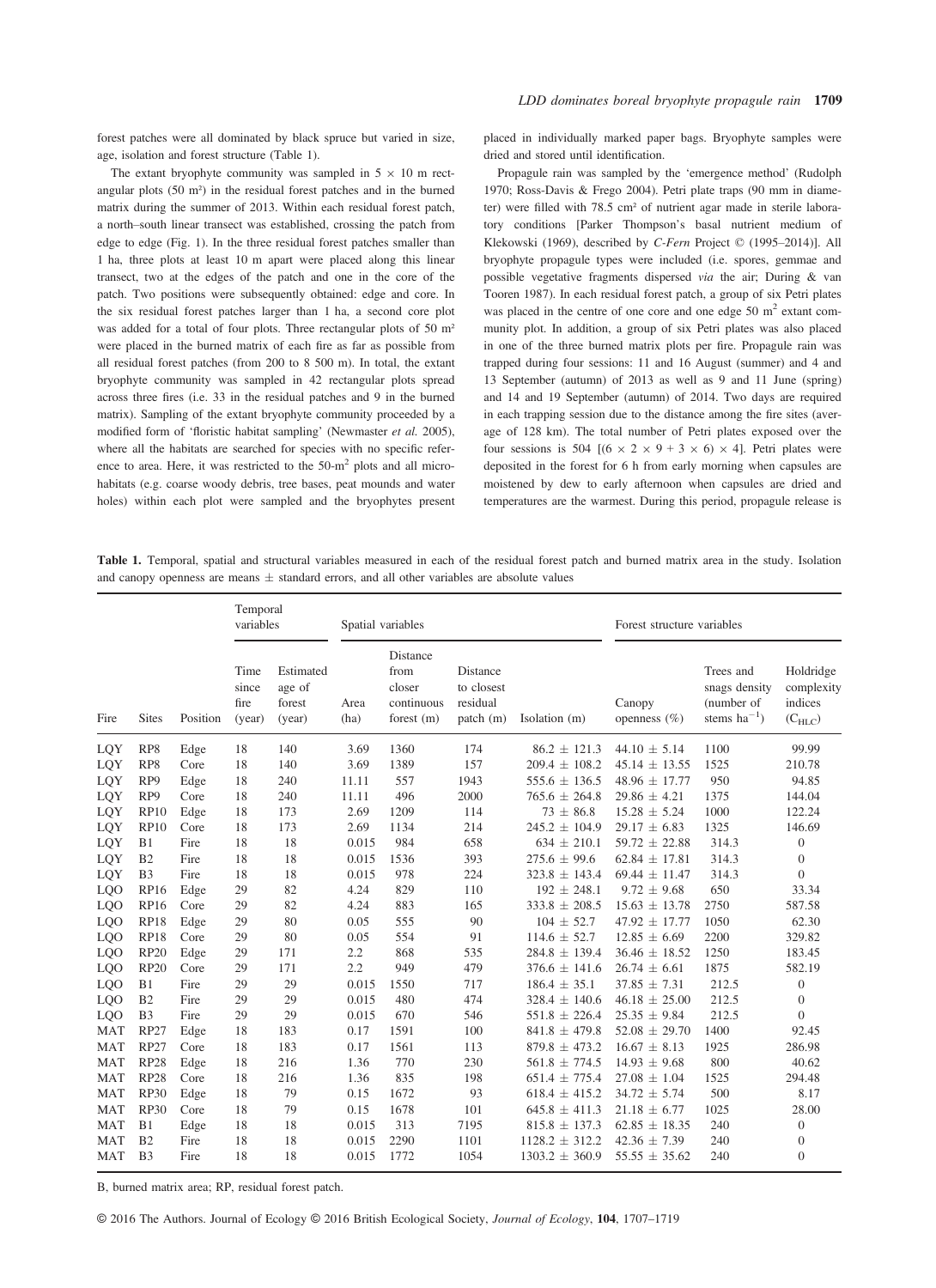forest patches were all dominated by black spruce but varied in size, age, isolation and forest structure (Table 1).

The extant bryophyte community was sampled in 5 × 10 m rectangular plots (50 m²) in the residual forest patches and in the burned matrix during the summer of 2013. Within each residual forest patch, a north–south linear transect was established, crossing the patch from edge to edge (Fig. 1). In the three residual forest patches smaller than 1 ha, three plots at least 10 m apart were placed along this linear transect, two at the edges of the patch and one in the core of the patch. Two positions were subsequently obtained: edge and core. In the six residual forest patches larger than 1 ha, a second core plot was added for a total of four plots. Three rectangular plots of 50 m² were placed in the burned matrix of each fire as far as possible from all residual forest patches (from 200 to 8 500 m). In total, the extant bryophyte community was sampled in 42 rectangular plots spread across three fires (i.e. 33 in the residual patches and 9 in the burned matrix). Sampling of the extant bryophyte community proceeded by a modified form of 'floristic habitat sampling' (Newmaster *et al.* 2005), where all the habitats are searched for species with no specific reference to area. Here, it was restricted to the 50-m² plots and all microhabitats (e.g. coarse woody debris, tree bases, peat mounds and water holes) within each plot were sampled and the bryophytes present placed in individually marked paper bags. Bryophyte samples were dried and stored until identification.

Propagule rain was sampled by the 'emergence method' (Rudolph 1970; Ross-Davis & Frego 2004). Petri plate traps (90 mm in diameter) were filled with 78.5 cm² of nutrient agar made in sterile laboratory conditions [Parker Thompson's basal nutrient medium of Klekowski (1969), described by *C-Fern* Project © (1995–2014)]. All bryophyte propagule types were included (i.e. spores, gemmae and possible vegetative fragments dispersed *via* the air; During & van Tooren 1987). In each residual forest patch, a group of six Petri plates was placed in the centre of one core and one edge 50 m² extant community plot. In addition, a group of six Petri plates was also placed in one of the three burned matrix plots per fire. Propagule rain was trapped during four sessions: 11 and 16 August (summer) and 4 and 13 September (autumn) of 2013 as well as 9 and 11 June (spring) and 14 and 19 September (autumn) of 2014. Two days are required in each trapping session due to the distance among the fire sites (average of 128 km). The total number of Petri plates exposed over the four sessions is 504 [(6 × 2 × 9 + 3 × 6) × 4]. Petri plates were deposited in the forest for 6 h from early morning when capsules are moistened by dew to early afternoon when capsules are dried and temperatures are the warmest. During this period, propagule release is

**Table 1.** Temporal, spatial and structural variables measured in each of the residual forest patch and burned matrix area in the study. Isolation and canopy openness are means ± standard errors, and all other variables are absolute values

| | | | Temporal variables | | Spatial variables | | | | Forest structure variables | | |
|---|---|---|---|---|---|---|---|---|---|---|---|
| Fire | Sites | Position | Time since fire (year) | Estimated age of forest (year) | Area (ha) | Distance from closer continuous forest (m) | Distance to closest residual patch (m) | Isolation (m) | Canopy openness (%) | Trees and snags density (number of stems ha$^{-1}$) | Holdridge complexity indices ($C_{HLC}$) |
| LQY | RP8 | Edge | 18 | 140 | 3.69 | 1360 | 174 | 86.2 ± 121.3 | 44.10 ± 5.14 | 1100 | 99.99 |
| LQY | RP8 | Core | 18 | 140 | 3.69 | 1389 | 157 | 209.4 ± 108.2 | 45.14 ± 13.55 | 1525 | 210.78 |
| LQY | RP9 | Edge | 18 | 240 | 11.11 | 557 | 1943 | 555.6 ± 136.5 | 48.96 ± 17.77 | 950 | 94.85 |
| LQY | RP9 | Core | 18 | 240 | 11.11 | 496 | 2000 | 765.6 ± 264.8 | 29.86 ± 4.21 | 1375 | 144.04 |
| LQY | RP10 | Edge | 18 | 173 | 2.69 | 1209 | 114 | 73 ± 86.8 | 15.28 ± 5.24 | 1000 | 122.24 |
| LQY | RP10 | Core | 18 | 173 | 2.69 | 1134 | 214 | 245.2 ± 104.9 | 29.17 ± 6.83 | 1325 | 146.69 |
| LQY | B1 | Fire | 18 | 18 | 0.015 | 984 | 658 | 634 ± 210.1 | 59.72 ± 22.88 | 314.3 | 0 |
| LQY | B2 | Fire | 18 | 18 | 0.015 | 1536 | 393 | 275.6 ± 99.6 | 62.84 ± 17.81 | 314.3 | 0 |
| LQY | B3 | Fire | 18 | 18 | 0.015 | 978 | 224 | 323.8 ± 143.4 | 69.44 ± 11.47 | 314.3 | 0 |
| LQO | RP16 | Edge | 29 | 82 | 4.24 | 829 | 110 | 192 ± 248.1 | 9.72 ± 9.68 | 650 | 33.34 |
| LQO | RP16 | Core | 29 | 82 | 4.24 | 883 | 165 | 333.8 ± 208.5 | 15.63 ± 13.78 | 2750 | 587.58 |
| LQO | RP18 | Edge | 29 | 80 | 0.05 | 555 | 90 | 104 ± 52.7 | 47.92 ± 17.77 | 1050 | 62.30 |
| LQO | RP18 | Core | 29 | 80 | 0.05 | 554 | 91 | 114.6 ± 52.7 | 12.85 ± 6.69 | 2200 | 329.82 |
| LQO | RP20 | Edge | 29 | 171 | 2.2 | 868 | 535 | 284.8 ± 139.4 | 36.46 ± 18.52 | 1250 | 183.45 |
| LQO | RP20 | Core | 29 | 171 | 2.2 | 949 | 479 | 376.6 ± 141.6 | 26.74 ± 6.61 | 1875 | 582.19 |
| LQO | B1 | Fire | 29 | 29 | 0.015 | 1550 | 717 | 186.4 ± 35.1 | 37.85 ± 7.31 | 212.5 | 0 |
| LQO | B2 | Fire | 29 | 29 | 0.015 | 480 | 474 | 328.4 ± 140.6 | 46.18 ± 25.00 | 212.5 | 0 |
| LQO | B3 | Fire | 29 | 29 | 0.015 | 670 | 546 | 551.8 ± 226.4 | 25.35 ± 9.84 | 212.5 | 0 |
| MAT | RP27 | Edge | 18 | 183 | 0.17 | 1591 | 100 | 841.8 ± 479.8 | 52.08 ± 29.70 | 1400 | 92.45 |
| MAT | RP27 | Core | 18 | 183 | 0.17 | 1561 | 113 | 879.8 ± 473.2 | 16.67 ± 8.13 | 1925 | 286.98 |
| MAT | RP28 | Edge | 18 | 216 | 1.36 | 770 | 230 | 561.8 ± 774.5 | 14.93 ± 9.68 | 800 | 40.62 |
| MAT | RP28 | Core | 18 | 216 | 1.36 | 835 | 198 | 651.4 ± 775.4 | 27.08 ± 1.04 | 1525 | 294.48 |
| MAT | RP30 | Edge | 18 | 79 | 0.15 | 1672 | 93 | 618.4 ± 415.2 | 34.72 ± 5.74 | 500 | 8.17 |
| MAT | RP30 | Core | 18 | 79 | 0.15 | 1678 | 101 | 645.8 ± 411.3 | 21.18 ± 6.77 | 1025 | 28.00 |
| MAT | B1 | Edge | 18 | 18 | 0.015 | 313 | 7195 | 815.8 ± 137.3 | 62.85 ± 18.35 | 240 | 0 |
| MAT | B2 | Fire | 18 | 18 | 0.015 | 2290 | 1101 | 1128.2 ± 312.2 | 42.36 ± 7.39 | 240 | 0 |
| MAT | B3 | Fire | 18 | 18 | 0.015 | 1772 | 1054 | 1303.2 ± 360.9 | 55.55 ± 35.62 | 240 | 0 |

B, burned matrix area; RP, residual forest patch.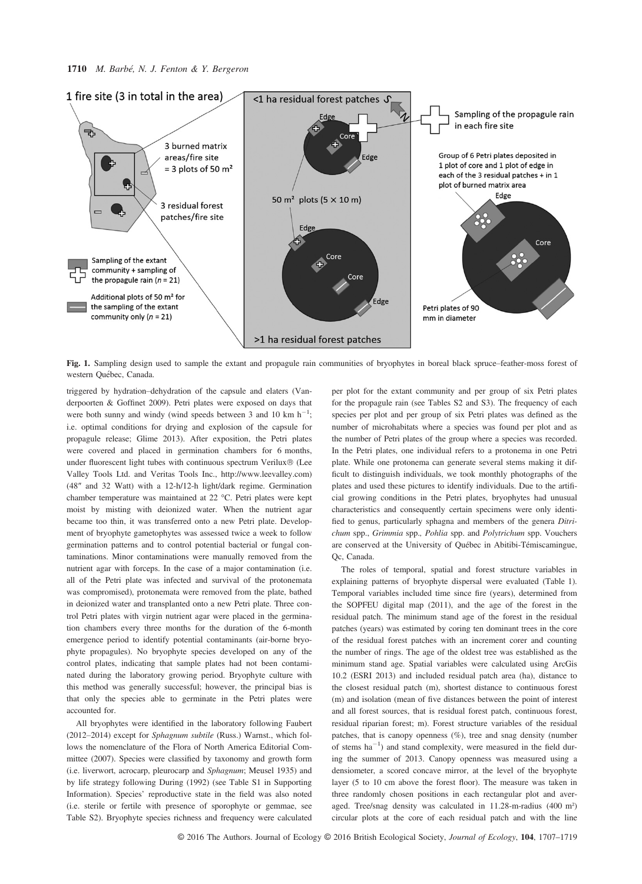**Fig. 1.** Sampling design used to sample the extant and propagule rain communities of bryophytes in boreal black spruce–feather-moss forest of western Québec, Canada.

triggered by hydration–dehydration of the capsule and elaters (Vanderpoorten & Goffinet 2009). Petri plates were exposed on days that were both sunny and windy (wind speeds between 3 and 10 km $h^{-1}$; i.e. optimal conditions for drying and explosion of the capsule for propagule release; Glime 2013). After exposition, the Petri plates were covered and placed in germination chambers for 6 months, under fluorescent light tubes with continuous spectrum Verilux® (Lee Valley Tools Ltd. and Veritas Tools Inc., http://www.leevalley.com) (48″ and 32 Watt) with a 12-h/12-h light/dark regime. Germination chamber temperature was maintained at 22 °C. Petri plates were kept moist by misting with deionized water. When the nutrient agar became too thin, it was transferred onto a new Petri plate. Development of bryophyte gametophytes was assessed twice a week to follow germination patterns and to control potential bacterial or fungal contaminations. Minor contaminations were manually removed from the nutrient agar with forceps. In the case of a major contamination (i.e. all of the Petri plate was infected and survival of the protonemata was compromised), protonemata were removed from the plate, bathed in deionized water and transplanted onto a new Petri plate. Three control Petri plates with virgin nutrient agar were placed in the germination chambers every three months for the duration of the 6-month emergence period to identify potential contaminants (air-borne bryophyte propagules). No bryophyte species developed on any of the control plates, indicating that sample plates had not been contaminated during the laboratory growing period. Bryophyte culture with this method was generally successful; however, the principal bias is that only the species able to germinate in the Petri plates were accounted for.

All bryophytes were identified in the laboratory following Faubert (2012–2014) except for *Sphagnum subtile* (Russ.) Warnst., which follows the nomenclature of the Flora of North America Editorial Committee (2007). Species were classified by taxonomy and growth form (i.e. liverwort, acrocarp, pleurocarp and *Sphagnum*; Meusel 1935) and by life strategy following During (1992) (see Table S1 in Supporting Information). Species' reproductive state in the field was also noted (i.e. sterile or fertile with presence of sporophyte or gemmae, see Table S2). Bryophyte species richness and frequency were calculated per plot and per group of six Petri plates for the propagule rain (see Tables S2 and S3). The frequency of each species per plot and per group of six Petri plates was defined as the number of microhabitats where a species was found per plot and as the number of Petri plates of the group where a species was recorded. In the Petri plates, one individual refers to a protonema in one Petri plate. While one protonema can generate several stems making it difficult to distinguish individuals, we took monthly photographs of the plates and used these pictures to identify individuals. Due to the artificial growing conditions in the Petri plates, bryophytes had unusual characteristics and consequently certain specimens were only identified to genus, particularly sphagna and members of the genera *Ditrichum* spp., *Grimmia* spp., *Pohlia* spp. and *Polytrichum* spp. Vouchers are conserved at the University of Québec in Abitibi-Témiscamingue, Qc, Canada.

The roles of temporal, spatial and forest structure variables in explaining patterns of bryophyte dispersal were evaluated (Table 1). Temporal variables included time since fire (years), determined from the SOPFEU digital map (2011), and the age of the forest in the residual patch. The minimum stand age of the forest in the residual patches (years) was estimated by coring ten dominant trees in the core of the residual forest patches with an increment corer and counting the number of rings. The age of the oldest tree was established as the minimum stand age. Spatial variables were calculated using ArcGis 10.2 (ESRI 2013) and included residual patch area (ha), distance to the closest residual patch (m), shortest distance to continuous forest (m) and isolation (mean of five distances between the point of interest and all forest sources, that is residual forest patch, continuous forest, residual riparian forest; m). Forest structure variables of the residual patches, that is canopy openness (%), tree and snag density (number of stems $ha^{-1}$) and stand complexity, were measured in the field during the summer of 2013. Canopy openness was measured using a densiometer, a scored concave mirror, at the level of the bryophyte layer (5 to 10 cm above the forest floor). The measure was taken in three randomly chosen positions in each rectangular plot and averaged. Tree/snag density was calculated in 11.28-m-radius (400 m²) circular plots at the core of each residual patch and with the line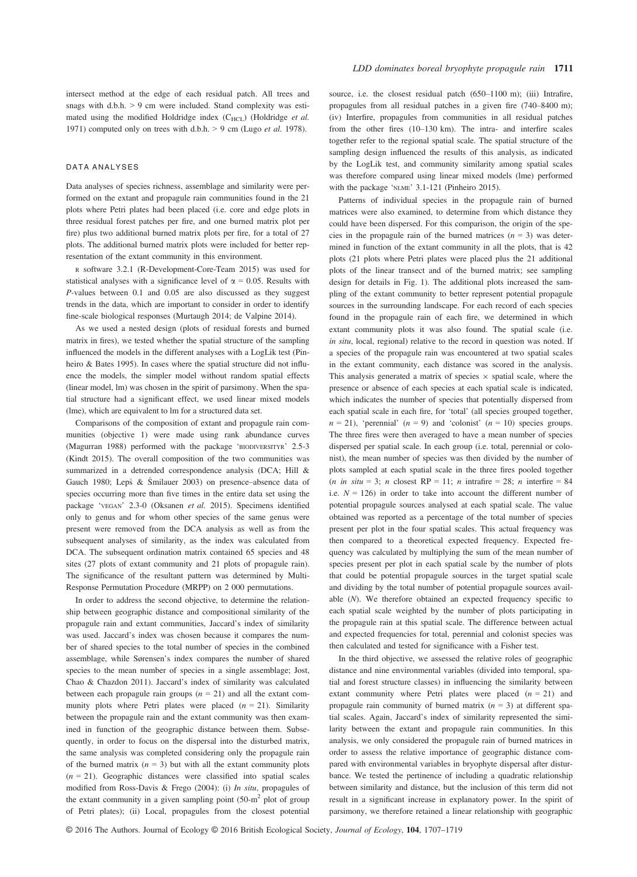intersect method at the edge of each residual patch. All trees and snags with d.b.h. > 9 cm were included. Stand complexity was estimated using the modified Holdridge index ($C_{HCL}$) (Holdridge *et al.* 1971) computed only on trees with d.b.h. > 9 cm (Lugo *et al.* 1978).

## DATA ANALYSES

Data analyses of species richness, assemblage and similarity were performed on the extant and propagule rain communities found in the 21 plots where Petri plates had been placed (i.e. core and edge plots in three residual forest patches per fire, and one burned matrix plot per fire) plus two additional burned matrix plots per fire, for a total of 27 plots. The additional burned matrix plots were included for better representation of the extant community in this environment.

R software 3.2.1 (R-Development-Core-Team 2015) was used for statistical analyses with a significance level of $\alpha = 0.05$. Results with $P$-values between 0.1 and 0.05 are also discussed as they suggest trends in the data, which are important to consider in order to identify fine-scale biological responses (Murtaugh 2014; de Valpine 2014).

As we used a nested design (plots of residual forests and burned matrix in fires), we tested whether the spatial structure of the sampling influenced the models in the different analyses with a LogLik test (Pinheiro & Bates 1995). In cases where the spatial structure did not influence the models, the simpler model without random spatial effects (linear model, lm) was chosen in the spirit of parsimony. When the spatial structure had a significant effect, we used linear mixed models (lme), which are equivalent to lm for a structured data set.

Comparisons of the composition of extant and propagule rain communities (objective 1) were made using rank abundance curves (Magurran 1988) performed with the package 'BIODIVERSITYR' 2.5-3 (Kindt 2015). The overall composition of the two communities was summarized in a detrended correspondence analysis (DCA; Hill & Gauch 1980; Lepš & Šmilauer 2003) on presence–absence data of species occurring more than five times in the entire data set using the package 'VEGAN' 2.3-0 (Oksanen *et al.* 2015). Specimens identified only to genus and for whom other species of the same genus were present were removed from the DCA analysis as well as from the subsequent analyses of similarity, as the index was calculated from DCA. The subsequent ordination matrix contained 65 species and 48 sites (27 plots of extant community and 21 plots of propagule rain). The significance of the resultant pattern was determined by Multi-Response Permutation Procedure (MRPP) on 2 000 permutations.

In order to address the second objective, to determine the relationship between geographic distance and compositional similarity of the propagule rain and extant communities, Jaccard's index of similarity was used. Jaccard's index was chosen because it compares the number of shared species to the total number of species in the combined assemblage, while Sørensen's index compares the number of shared species to the mean number of species in a single assemblage; Jost, Chao & Chazdon 2011). Jaccard's index of similarity was calculated between each propagule rain groups ($n = 21$) and all the extant community plots where Petri plates were placed ($n = 21$). Similarity between the propagule rain and the extant community was then examined in function of the geographic distance between them. Subsequently, in order to focus on the dispersal into the disturbed matrix, the same analysis was completed considering only the propagule rain of the burned matrix ($n = 3$) but with all the extant community plots ($n = 21$). Geographic distances were classified into spatial scales modified from Ross-Davis & Frego (2004): (i) *In situ*, propagules of the extant community in a given sampling point (50-$m^2$ plot of group of Petri plates); (ii) Local, propagules from the closest potential source, i.e. the closest residual patch (650–1100 m); (iii) Intrafire, propagules from all residual patches in a given fire (740–8400 m); (iv) Interfire, propagules from communities in all residual patches from the other fires (10–130 km). The intra- and interfire scales together refer to the regional spatial scale. The spatial structure of the sampling design influenced the results of this analysis, as indicated by the LogLik test, and community similarity among spatial scales was therefore compared using linear mixed models (lme) performed with the package 'NLME' 3.1-121 (Pinheiro 2015).

Patterns of individual species in the propagule rain of burned matrices were also examined, to determine from which distance they could have been dispersed. For this comparison, the origin of the species in the propagule rain of the burned matrices ($n = 3$) was determined in function of the extant community in all the plots, that is 42 plots (21 plots where Petri plates were placed plus the 21 additional plots of the linear transect and of the burned matrix; see sampling design for details in Fig. 1). The additional plots increased the sampling of the extant community to better represent potential propagule sources in the surrounding landscape. For each record of each species found in the propagule rain of each fire, we determined in which extant community plots it was also found. The spatial scale (i.e. *in situ*, local, regional) relative to the record in question was noted. If a species of the propagule rain was encountered at two spatial scales in the extant community, each distance was scored in the analysis. This analysis generated a matrix of species × spatial scale, where the presence or absence of each species at each spatial scale is indicated, which indicates the number of species that potentially dispersed from each spatial scale in each fire, for 'total' (all species grouped together, $n = 21$), 'perennial' ($n = 9$) and 'colonist' ($n = 10$) species groups. The three fires were then averaged to have a mean number of species dispersed per spatial scale. In each group (i.e. total, perennial or colonist), the mean number of species was then divided by the number of plots sampled at each spatial scale in the three fires pooled together ($n$ *in situ* = 3; $n$ closest RP = 11; $n$ intrafire = 28; $n$ interfire = 84 i.e. $N = 126$) in order to take into account the different number of potential propagule sources analysed at each spatial scale. The value obtained was reported as a percentage of the total number of species present per plot in the four spatial scales. This actual frequency was then compared to a theoretical expected frequency. Expected frequency was calculated by multiplying the sum of the mean number of species present per plot in each spatial scale by the number of plots that could be potential propagule sources in the target spatial scale and dividing by the total number of potential propagule sources available ($N$). We therefore obtained an expected frequency specific to each spatial scale weighted by the number of plots participating in the propagule rain at this spatial scale. The difference between actual and expected frequencies for total, perennial and colonist species was then calculated and tested for significance with a Fisher test.

In the third objective, we assessed the relative roles of geographic distance and nine environmental variables (divided into temporal, spatial and forest structure classes) in influencing the similarity between extant community where Petri plates were placed ($n = 21$) and propagule rain community of burned matrix ($n = 3$) at different spatial scales. Again, Jaccard's index of similarity represented the similarity between the extant and propagule rain communities. In this analysis, we only considered the propagule rain of burned matrices in order to assess the relative importance of geographic distance compared with environmental variables in bryophyte dispersal after disturbance. We tested the pertinence of including a quadratic relationship between similarity and distance, but the inclusion of this term did not result in a significant increase in explanatory power. In the spirit of parsimony, we therefore retained a linear relationship with geographic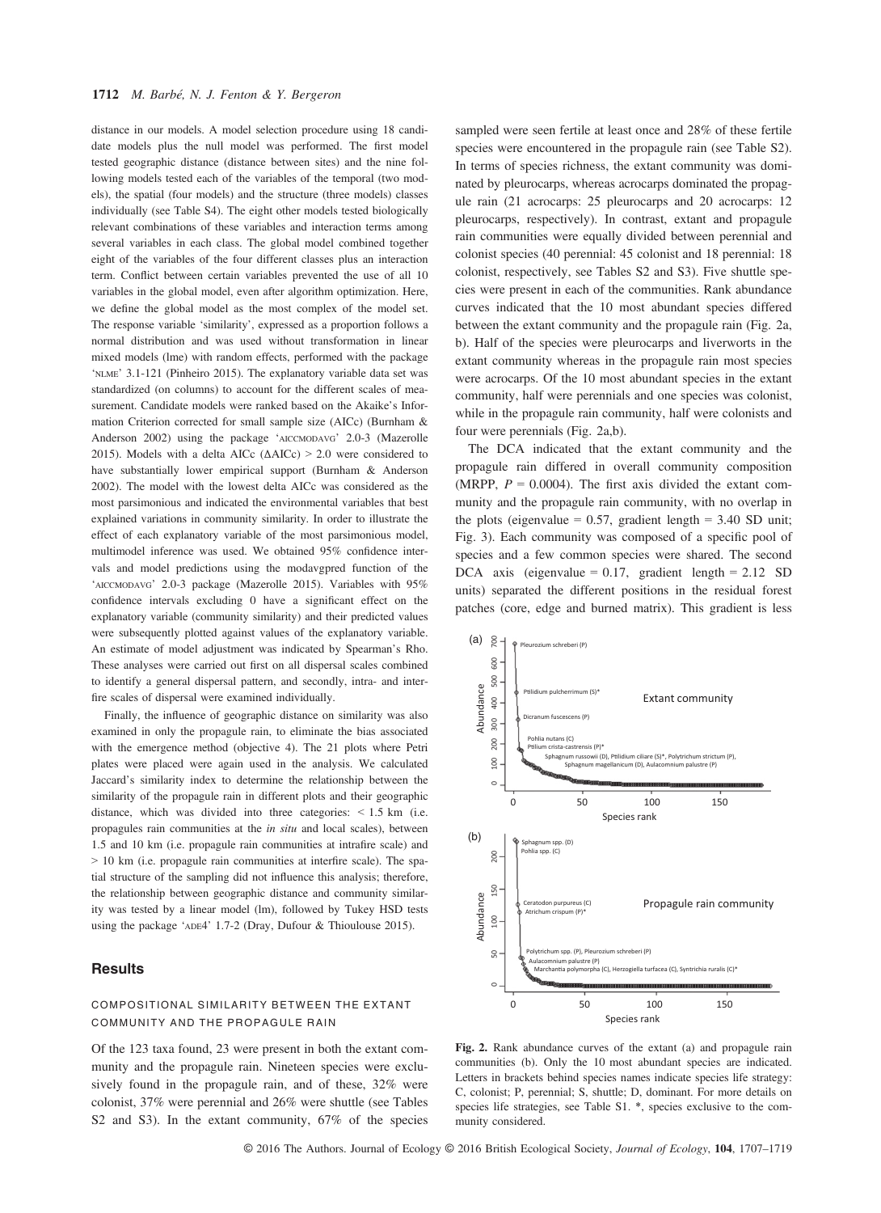distance in our models. A model selection procedure using 18 candidate models plus the null model was performed. The first model tested geographic distance (distance between sites) and the nine following models tested each of the variables of the temporal (two models), the spatial (four models) and the structure (three models) classes individually (see Table S4). The eight other models tested biologically relevant combinations of these variables and interaction terms among several variables in each class. The global model combined together eight of the variables of the four different classes plus an interaction term. Conflict between certain variables prevented the use of all 10 variables in the global model, even after algorithm optimization. Here, we define the global model as the most complex of the model set. The response variable 'similarity', expressed as a proportion follows a normal distribution and was used without transformation in linear mixed models (lme) with random effects, performed with the package 'NLME' 3.1-121 (Pinheiro 2015). The explanatory variable data set was standardized (on columns) to account for the different scales of measurement. Candidate models were ranked based on the Akaike's Information Criterion corrected for small sample size (AICc) (Burnham & Anderson 2002) using the package 'AICCMODAVG' 2.0-3 (Mazerolle 2015). Models with a delta AICc ($\Delta$AICc) > 2.0 were considered to have substantially lower empirical support (Burnham & Anderson 2002). The model with the lowest delta AICc was considered as the most parsimonious and indicated the environmental variables that best explained variations in community similarity. In order to illustrate the effect of each explanatory variable of the most parsimonious model, multimodel inference was used. We obtained 95% confidence intervals and model predictions using the modavgpred function of the 'AICCMODAVG' 2.0-3 package (Mazerolle 2015). Variables with 95% confidence intervals excluding 0 have a significant effect on the explanatory variable (community similarity) and their predicted values were subsequently plotted against values of the explanatory variable. An estimate of model adjustment was indicated by Spearman's Rho. These analyses were carried out first on all dispersal scales combined to identify a general dispersal pattern, and secondly, intra- and interfire scales of dispersal were examined individually.

Finally, the influence of geographic distance on similarity was also examined in only the propagule rain, to eliminate the bias associated with the emergence method (objective 4). The 21 plots where Petri plates were placed were again used in the analysis. We calculated Jaccard's similarity index to determine the relationship between the similarity of the propagule rain in different plots and their geographic distance, which was divided into three categories: < 1.5 km (i.e. propagules rain communities at the *in situ* and local scales), between 1.5 and 10 km (i.e. propagule rain communities at intrafire scale) and > 10 km (i.e. propagule rain communities at interfire scale). The spatial structure of the sampling did not influence this analysis; therefore, the relationship between geographic distance and community similarity was tested by a linear model (lm), followed by Tukey HSD tests using the package 'ADE4' 1.7-2 (Dray, Dufour & Thioulouse 2015).

## Results

### COMPOSITIONAL SIMILARITY BETWEEN THE EXTANT COMMUNITY AND THE PROPAGULE RAIN

Of the 123 taxa found, 23 were present in both the extant community and the propagule rain. Nineteen species were exclusively found in the propagule rain, and of these, 32% were colonist, 37% were perennial and 26% were shuttle (see Tables S2 and S3). In the extant community, 67% of the species sampled were seen fertile at least once and 28% of these fertile species were encountered in the propagule rain (see Table S2). In terms of species richness, the extant community was dominated by pleurocarps, whereas acrocarps dominated the propagule rain (21 acrocarps: 25 pleurocarps and 20 acrocarps: 12 pleurocarps, respectively). In contrast, extant and propagule rain communities were equally divided between perennial and colonist species (40 perennial: 45 colonist and 18 perennial: 18 colonist, respectively, see Tables S2 and S3). Five shuttle species were present in each of the communities. Rank abundance curves indicated that the 10 most abundant species differed between the extant community and the propagule rain (Fig. 2a, b). Half of the species were pleurocarps and liverworts in the extant community whereas in the propagule rain most species were acrocarps. Of the 10 most abundant species in the extant community, half were perennials and one species was colonist, while in the propagule rain community, half were colonists and four were perennials (Fig. 2a,b).

The DCA indicated that the extant community and the propagule rain differed in overall community composition (MRPP, $P = 0.0004$). The first axis divided the extant community and the propagule rain community, with no overlap in the plots (eigenvalue = 0.57, gradient length = 3.40 SD unit; Fig. 3). Each community was composed of a specific pool of species and a few common species were shared. The second DCA axis (eigenvalue = 0.17, gradient length = 2.12 SD units) separated the different positions in the residual forest patches (core, edge and burned matrix). This gradient is less

**Fig. 2.** Rank abundance curves of the extant (a) and propagule rain communities (b). Only the 10 most abundant species are indicated. Letters in brackets behind species names indicate species life strategy: C, colonist; P, perennial; S, shuttle; D, dominant. For more details on species life strategies, see Table S1. *, species exclusive to the community considered.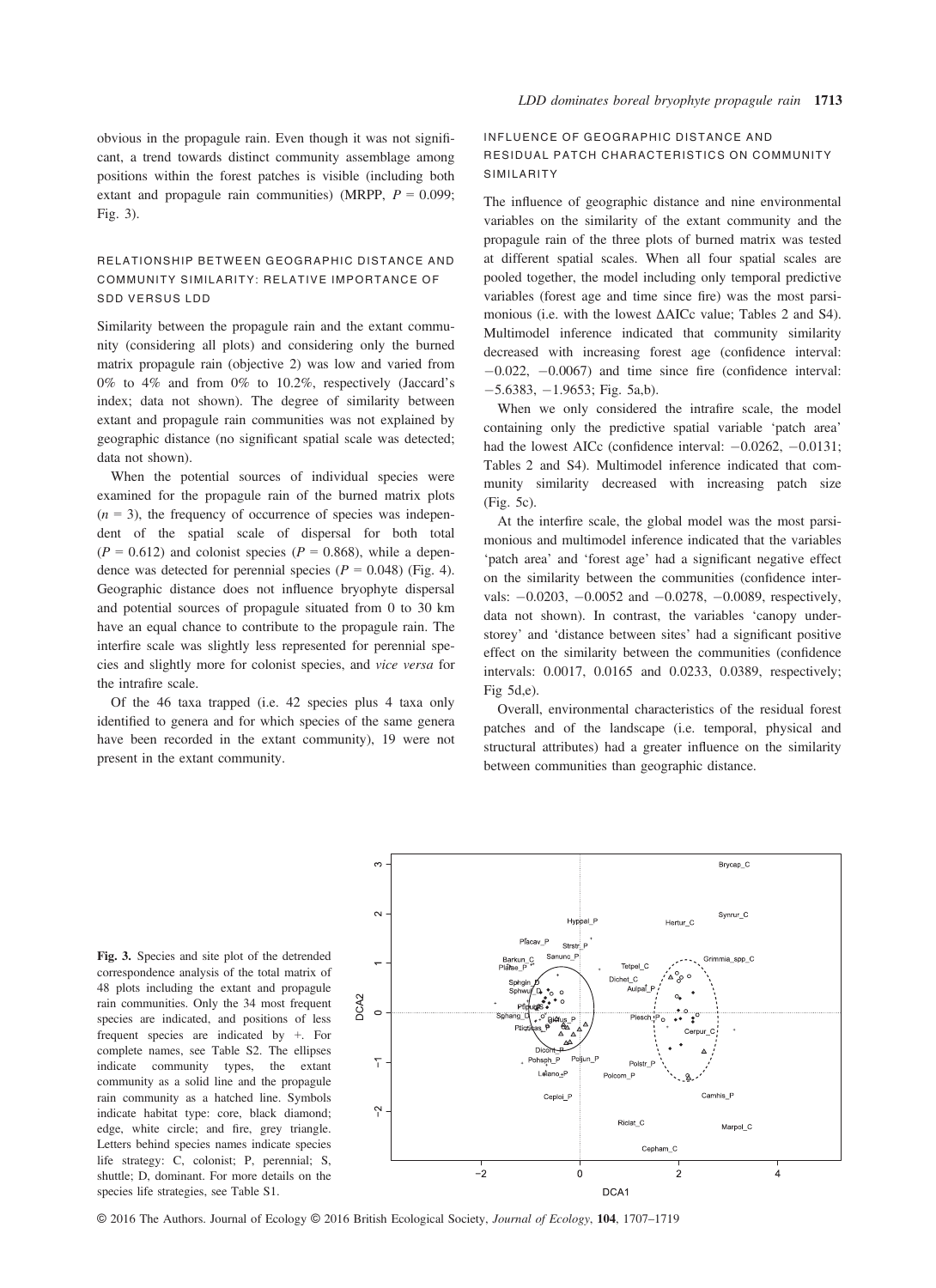obvious in the propagule rain. Even though it was not significant, a trend towards distinct community assemblage among positions within the forest patches is visible (including both extant and propagule rain communities) (MRPP, $P = 0.099$; Fig. 3).

### RELATIONSHIP BETWEEN GEOGRAPHIC DISTANCE AND COMMUNITY SIMILARITY: RELATIVE IMPORTANCE OF SDD VERSUS LDD

Similarity between the propagule rain and the extant community (considering all plots) and considering only the burned matrix propagule rain (objective 2) was low and varied from 0% to 4% and from 0% to 10.2%, respectively (Jaccard's index; data not shown). The degree of similarity between extant and propagule rain communities was not explained by geographic distance (no significant spatial scale was detected; data not shown).

When the potential sources of individual species were examined for the propagule rain of the burned matrix plots ($n = 3$), the frequency of occurrence of species was independent of the spatial scale of dispersal for both total ($P = 0.612$) and colonist species ($P = 0.868$), while a dependence was detected for perennial species ($P = 0.048$) (Fig. 4). Geographic distance does not influence bryophyte dispersal and potential sources of propagule situated from 0 to 30 km have an equal chance to contribute to the propagule rain. The interfire scale was slightly less represented for perennial species and slightly more for colonist species, and *vice versa* for the intrafire scale.

Of the 46 taxa trapped (i.e. 42 species plus 4 taxa only identified to genera and for which species of the same genera have been recorded in the extant community), 19 were not present in the extant community.

### INFLUENCE OF GEOGRAPHIC DISTANCE AND RESIDUAL PATCH CHARACTERISTICS ON COMMUNITY SIMILARITY

The influence of geographic distance and nine environmental variables on the similarity of the extant community and the propagule rain of the three plots of burned matrix was tested at different spatial scales. When all four spatial scales are pooled together, the model including only temporal predictive variables (forest age and time since fire) was the most parsimonious (i.e. with the lowest ΔAICc value; Tables 2 and S4). Multimodel inference indicated that community similarity decreased with increasing forest age (confidence interval: −0.022, −0.0067) and time since fire (confidence interval: −5.6383, −1.9653; Fig. 5a,b).

When we only considered the intrafire scale, the model containing only the predictive spatial variable 'patch area' had the lowest AICc (confidence interval: −0.0262, −0.0131; Tables 2 and S4). Multimodel inference indicated that community similarity decreased with increasing patch size (Fig. 5c).

At the interfire scale, the global model was the most parsimonious and multimodel inference indicated that the variables 'patch area' and 'forest age' had a significant negative effect on the similarity between the communities (confidence intervals: −0.0203, −0.0052 and −0.0278, −0.0089, respectively, data not shown). In contrast, the variables 'canopy understorey' and 'distance between sites' had a significant positive effect on the similarity between the communities (confidence intervals: 0.0017, 0.0165 and 0.0233, 0.0389, respectively; Fig 5d,e).

Overall, environmental characteristics of the residual forest patches and of the landscape (i.e. temporal, physical and structural attributes) had a greater influence on the similarity between communities than geographic distance.

**Fig. 3.** Species and site plot of the detrended correspondence analysis of the total matrix of 48 plots including the extant and propagule rain communities. Only the 34 most frequent species are indicated, and positions of less frequent species are indicated by +. For complete names, see Table S2. The ellipses indicate community types, the extant community as a solid line and the propagule rain community as a hatched line. Symbols indicate habitat type: core, black diamond; edge, white circle; and fire, grey triangle. Letters behind species names indicate species life strategy: C, colonist; P, perennial; S, shuttle; D, dominant. For more details on the species life strategies, see Table S1.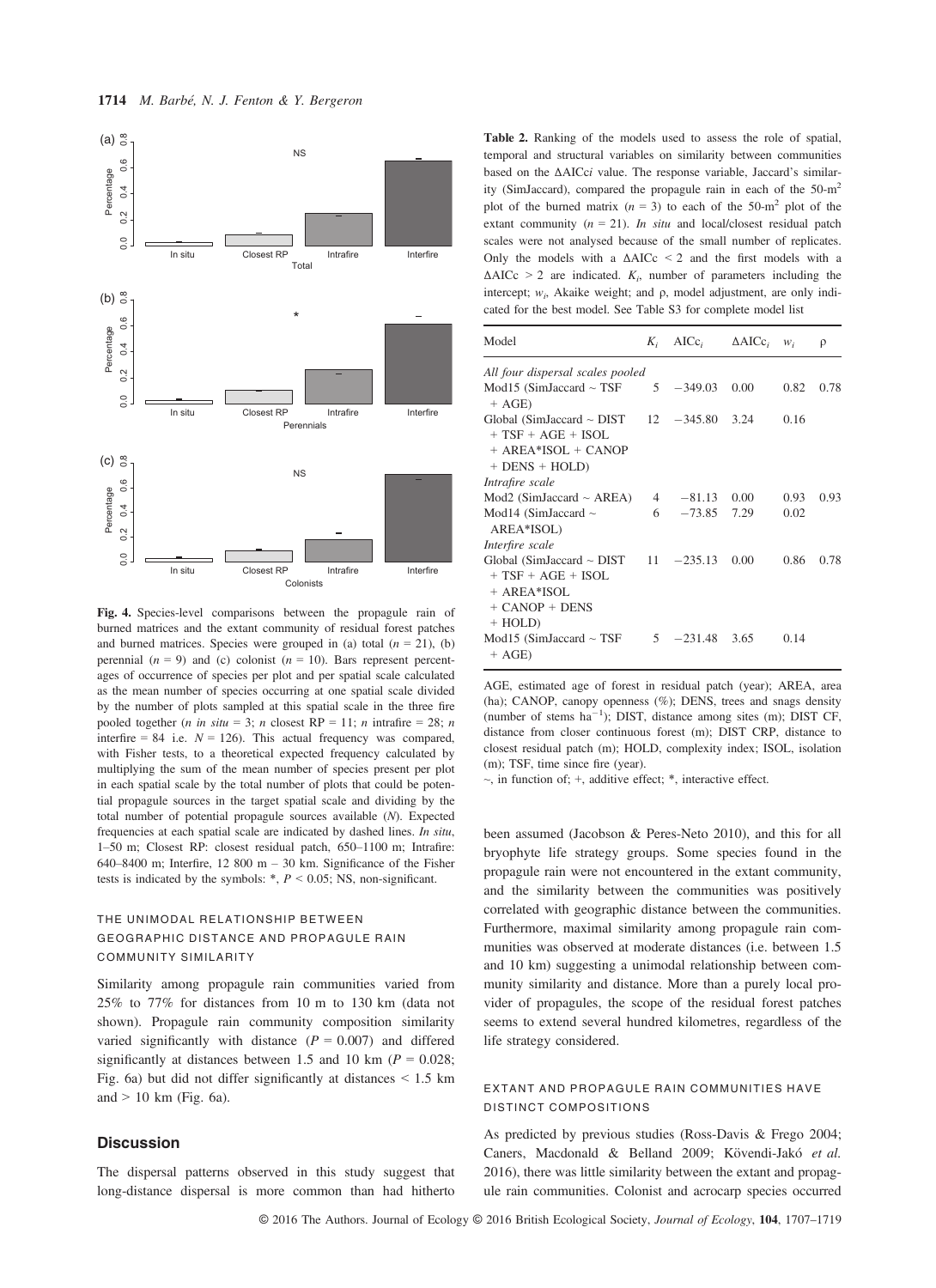Fig. 4. Species-level comparisons between the propagule rain of burned matrices and the extant community of residual forest patches and burned matrices. Species were grouped in (a) total ($n$ = 21), (b) perennial ($n$ = 9) and (c) colonist ($n$ = 10). Bars represent percentages of occurrence of species per plot and per spatial scale calculated as the mean number of species occurring at one spatial scale divided by the number of plots sampled at this spatial scale in the three fire pooled together ($n$ *in situ* = 3; $n$ closest RP = 11; $n$ intrafire = 28; $n$ interfire = 84 i.e. $N$ = 126). This actual frequency was compared, with Fisher tests, to a theoretical expected frequency calculated by multiplying the sum of the mean number of species present per plot in each spatial scale by the total number of plots that could be potential propagule sources in the target spatial scale and dividing by the total number of potential propagule sources available ($N$). Expected frequencies at each spatial scale are indicated by dashed lines. *In situ*, 1–50 m; Closest RP: closest residual patch, 650–1100 m; Intrafire: 640–8400 m; Interfire, 12 800 m – 30 km. Significance of the Fisher tests is indicated by the symbols: *, $P$ < 0.05; NS, non-significant.

### THE UNIMODAL RELATIONSHIP BETWEEN GEOGRAPHIC DISTANCE AND PROPAGULE RAIN COMMUNITY SIMILARITY

Similarity among propagule rain communities varied from 25% to 77% for distances from 10 m to 130 km (data not shown). Propagule rain community composition similarity varied significantly with distance ($P$ = 0.007) and differed significantly at distances between 1.5 and 10 km ($P$ = 0.028; Fig. 6a) but did not differ significantly at distances < 1.5 km and > 10 km (Fig. 6a).

## Discussion

The dispersal patterns observed in this study suggest that long-distance dispersal is more common than had hitherto been assumed (Jacobson & Peres-Neto 2010), and this for all bryophyte life strategy groups. Some species found in the propagule rain were not encountered in the extant community, and the similarity between the communities was positively correlated with geographic distance between the communities. Furthermore, maximal similarity among propagule rain communities was observed at moderate distances (i.e. between 1.5 and 10 km) suggesting a unimodal relationship between community similarity and distance. More than a purely local provider of propagules, the scope of the residual forest patches seems to extend several hundred kilometres, regardless of the life strategy considered.

### EXTANT AND PROPAGULE RAIN COMMUNITIES HAVE DISTINCT COMPOSITIONS

As predicted by previous studies (Ross-Davis & Frego 2004; Caners, Macdonald & Belland 2009; Kövendi-Jakó *et al.* 2016), there was little similarity between the extant and propagule rain communities. Colonist and acrocarp species occurred

**Table 2.** Ranking of the models used to assess the role of spatial, temporal and structural variables on similarity between communities based on the ΔAICc$i$ value. The response variable, Jaccard's similarity (SimJaccard), compared the propagule rain in each of the 50-m$^2$ plot of the burned matrix ($n$ = 3) to each of the 50-m$^2$ plot of the extant community ($n$ = 21). *In situ* and local/closest residual patch scales were not analysed because of the small number of replicates. Only the models with a ΔAICc < 2 and the first models with a ΔAICc > 2 are indicated. $K_i$, number of parameters including the intercept; $w_i$, Akaike weight; and ρ, model adjustment, are only indicated for the best model. See Table S3 for complete model list

| Model | $K_i$ | AICc$_i$ | ΔAICc$_i$ | $w_i$ | ρ |
|---|---|---|---|---|---|
| *All four dispersal scales pooled* | | | | | |
| Mod15 (SimJaccard ~ TSF + AGE) | 5 | −349.03 | 0.00 | 0.82 | 0.78 |
| Global (SimJaccard ~ DIST + TSF + AGE + ISOL + AREA*ISOL + CANOP + DENS + HOLD) | 12 | −345.80 | 3.24 | 0.16 | |
| *Intrafire scale* | | | | | |
| Mod2 (SimJaccard ~ AREA) | 4 | −81.13 | 0.00 | 0.93 | 0.93 |
| Mod14 (SimJaccard ~ AREA*ISOL) | 6 | −73.85 | 7.29 | 0.02 | |
| *Interfire scale* | | | | | |
| Global (SimJaccard ~ DIST + TSF + AGE + ISOL + AREA*ISOL + CANOP + DENS + HOLD) | 11 | −235.13 | 0.00 | 0.86 | 0.78 |
| Mod15 (SimJaccard ~ TSF + AGE) | 5 | −231.48 | 3.65 | 0.14 | |

AGE, estimated age of forest in residual patch (year); AREA, area (ha); CANOP, canopy openness (%); DENS, trees and snags density (number of stems ha$^{-1}$); DIST, distance among sites (m); DIST CF, distance from closer continuous forest (m); DIST CRP, distance to closest residual patch (m); HOLD, complexity index; ISOL, isolation (m); TSF, time since fire (year).

~, in function of; +, additive effect; *, interactive effect.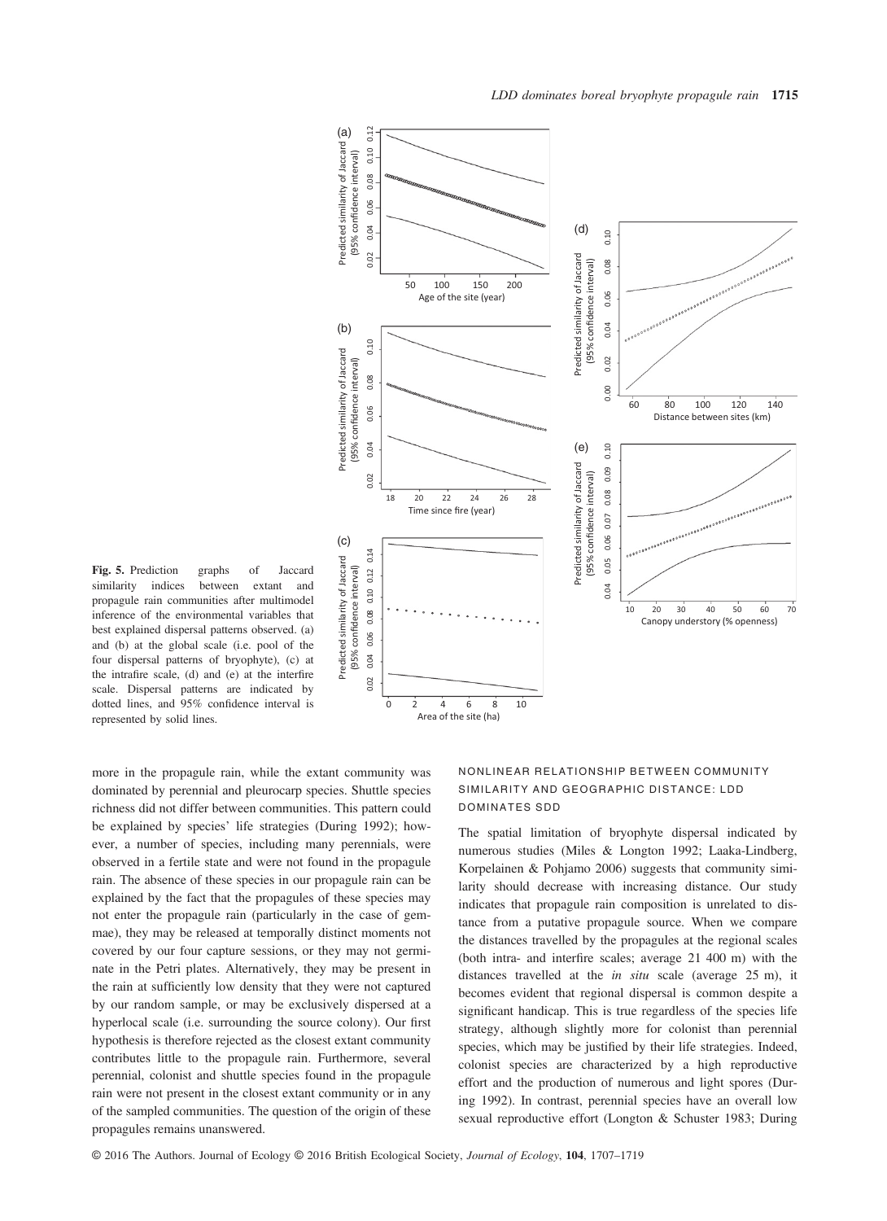Fig. 5. Prediction graphs of Jaccard similarity indices between extant and propagule rain communities after multimodel inference of the environmental variables that best explained dispersal patterns observed. (a) and (b) at the global scale (i.e. pool of the four dispersal patterns of bryophyte), (c) at the intrafire scale, (d) and (e) at the interfire scale. Dispersal patterns are indicated by dotted lines, and 95% confidence interval is represented by solid lines.

more in the propagule rain, while the extant community was dominated by perennial and pleurocarp species. Shuttle species richness did not differ between communities. This pattern could be explained by species' life strategies (During 1992); however, a number of species, including many perennials, were observed in a fertile state and were not found in the propagule rain. The absence of these species in our propagule rain can be explained by the fact that the propagules of these species may not enter the propagule rain (particularly in the case of gemmae), they may be released at temporally distinct moments not covered by our four capture sessions, or they may not germinate in the Petri plates. Alternatively, they may be present in the rain at sufficiently low density that they were not captured by our random sample, or may be exclusively dispersed at a hyperlocal scale (i.e. surrounding the source colony). Our first hypothesis is therefore rejected as the closest extant community contributes little to the propagule rain. Furthermore, several perennial, colonist and shuttle species found in the propagule rain were not present in the closest extant community or in any of the sampled communities. The question of the origin of these propagules remains unanswered.

## NONLINEAR RELATIONSHIP BETWEEN COMMUNITY SIMILARITY AND GEOGRAPHIC DISTANCE: LDD DOMINATES SDD

The spatial limitation of bryophyte dispersal indicated by numerous studies (Miles & Longton 1992; Laaka-Lindberg, Korpelainen & Pohjamo 2006) suggests that community similarity should decrease with increasing distance. Our study indicates that propagule rain composition is unrelated to distance from a putative propagule source. When we compare the distances travelled by the propagules at the regional scales (both intra- and interfire scales; average 21 400 m) with the distances travelled at the *in situ* scale (average 25 m), it becomes evident that regional dispersal is common despite a significant handicap. This is true regardless of the species life strategy, although slightly more for colonist than perennial species, which may be justified by their life strategies. Indeed, colonist species are characterized by a high reproductive effort and the production of numerous and light spores (During 1992). In contrast, perennial species have an overall low sexual reproductive effort (Longton & Schuster 1983; During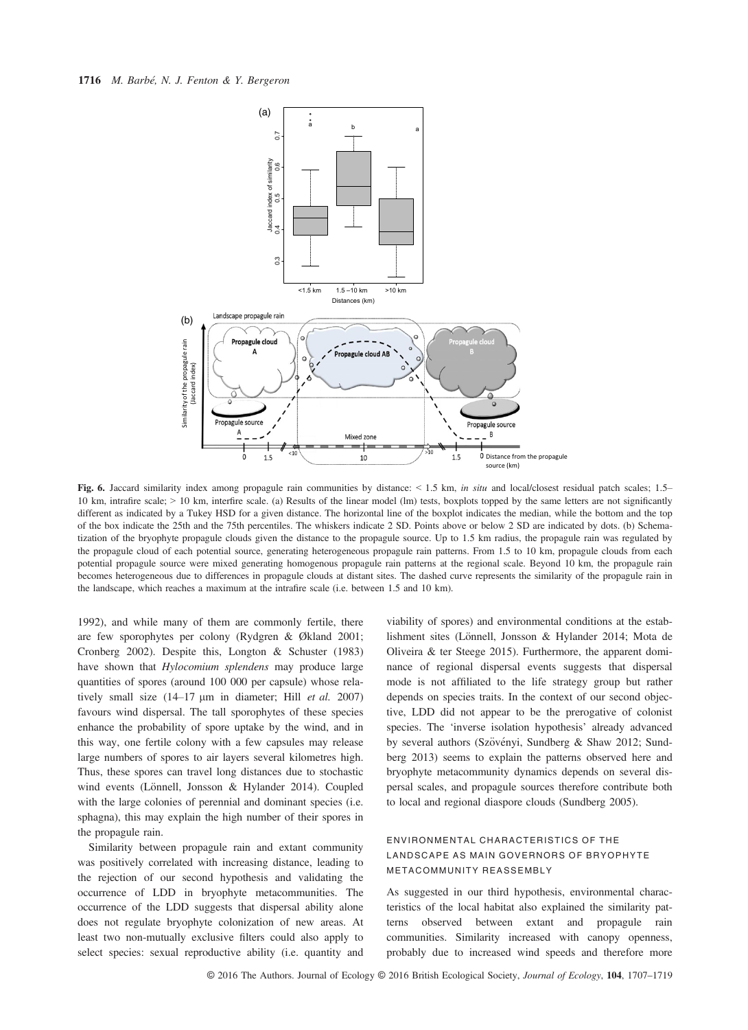Fig. 6. Jaccard similarity index among propagule rain communities by distance: < 1.5 km, *in situ* and local/closest residual patch scales; 1.5–10 km, intrafire scale; > 10 km, interfire scale. (a) Results of the linear model (lm) tests, boxplots topped by the same letters are not significantly different as indicated by a Tukey HSD for a given distance. The horizontal line of the boxplot indicates the median, while the bottom and the top of the box indicate the 25th and the 75th percentiles. The whiskers indicate 2 SD. Points above or below 2 SD are indicated by dots. (b) Schematization of the bryophyte propagule clouds given the distance to the propagule source. Up to 1.5 km radius, the propagule rain was regulated by the propagule cloud of each potential source, generating heterogeneous propagule rain patterns. From 1.5 to 10 km, propagule clouds from each potential propagule source were mixed generating homogenous propagule rain patterns at the regional scale. Beyond 10 km, the propagule rain becomes heterogeneous due to differences in propagule clouds at distant sites. The dashed curve represents the similarity of the propagule rain in the landscape, which reaches a maximum at the intrafire scale (i.e. between 1.5 and 10 km).

1992), and while many of them are commonly fertile, there are few sporophytes per colony (Rydgren & Økland 2001; Cronberg 2002). Despite this, Longton & Schuster (1983) have shown that *Hylocomium splendens* may produce large quantities of spores (around 100 000 per capsule) whose relatively small size (14–17 μm in diameter; Hill *et al.* 2007) favours wind dispersal. The tall sporophytes of these species enhance the probability of spore uptake by the wind, and in this way, one fertile colony with a few capsules may release large numbers of spores to air layers several kilometres high. Thus, these spores can travel long distances due to stochastic wind events (Lönnell, Jonsson & Hylander 2014). Coupled with the large colonies of perennial and dominant species (i.e. sphagna), this may explain the high number of their spores in the propagule rain.

Similarity between propagule rain and extant community was positively correlated with increasing distance, leading to the rejection of our second hypothesis and validating the occurrence of LDD in bryophyte metacommunities. The occurrence of the LDD suggests that dispersal ability alone does not regulate bryophyte colonization of new areas. At least two non-mutually exclusive filters could also apply to select species: sexual reproductive ability (i.e. quantity and viability of spores) and environmental conditions at the establishment sites (Lönnell, Jonsson & Hylander 2014; Mota de Oliveira & ter Steege 2015). Furthermore, the apparent dominance of regional dispersal events suggests that dispersal mode is not affiliated to the life strategy group but rather depends on species traits. In the context of our second objective, LDD did not appear to be the prerogative of colonist species. The 'inverse isolation hypothesis' already advanced by several authors (Szövényi, Sundberg & Shaw 2012; Sundberg 2013) seems to explain the patterns observed here and bryophyte metacommunity dynamics depends on several dispersal scales, and propagule sources therefore contribute both to local and regional diaspore clouds (Sundberg 2005).

### ENVIRONMENTAL CHARACTERISTICS OF THE LANDSCAPE AS MAIN GOVERNORS OF BRYOPHYTE METACOMMUNITY REASSEMBLY

As suggested in our third hypothesis, environmental characteristics of the local habitat also explained the similarity patterns observed between extant and propagule rain communities. Similarity increased with canopy openness, probably due to increased wind speeds and therefore more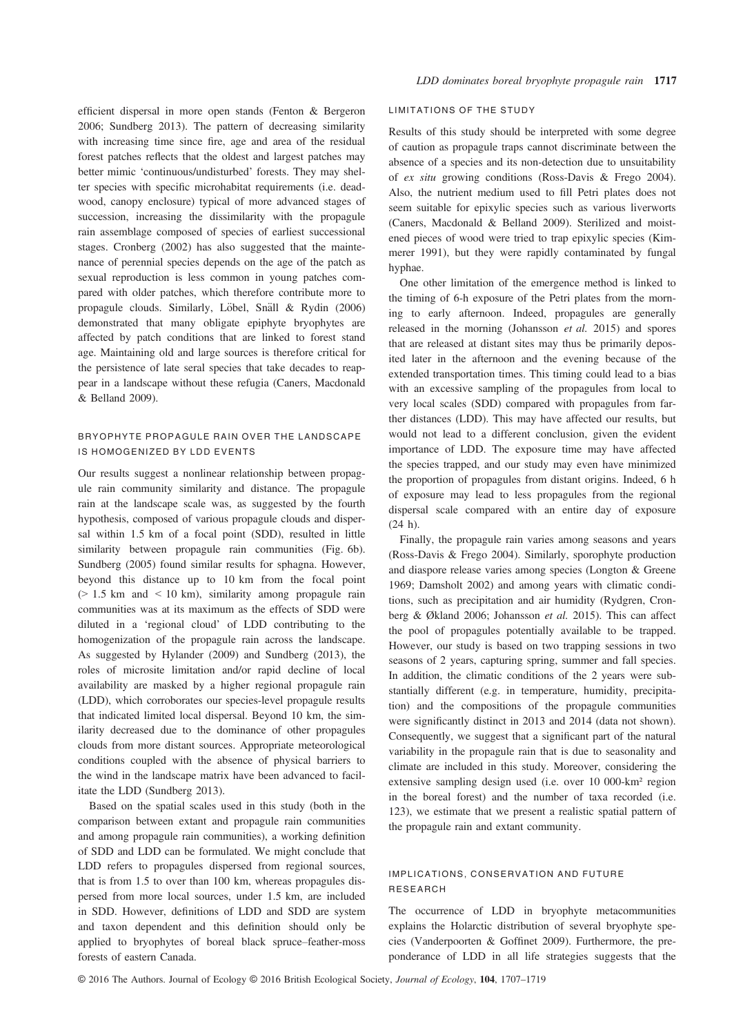efficient dispersal in more open stands (Fenton & Bergeron 2006; Sundberg 2013). The pattern of decreasing similarity with increasing time since fire, age and area of the residual forest patches reflects that the oldest and largest patches may better mimic 'continuous/undisturbed' forests. They may shelter species with specific microhabitat requirements (i.e. deadwood, canopy enclosure) typical of more advanced stages of succession, increasing the dissimilarity with the propagule rain assemblage composed of species of earliest successional stages. Cronberg (2002) has also suggested that the maintenance of perennial species depends on the age of the patch as sexual reproduction is less common in young patches compared with older patches, which therefore contribute more to propagule clouds. Similarly, Löbel, Snäll & Rydin (2006) demonstrated that many obligate epiphyte bryophytes are affected by patch conditions that are linked to forest stand age. Maintaining old and large sources is therefore critical for the persistence of late seral species that take decades to reappear in a landscape without these refugia (Caners, Macdonald & Belland 2009).

### BRYOPHYTE PROPAGULE RAIN OVER THE LANDSCAPE IS HOMOGENIZED BY LDD EVENTS

Our results suggest a nonlinear relationship between propagule rain community similarity and distance. The propagule rain at the landscape scale was, as suggested by the fourth hypothesis, composed of various propagule clouds and dispersal within 1.5 km of a focal point (SDD), resulted in little similarity between propagule rain communities (Fig. 6b). Sundberg (2005) found similar results for sphagna. However, beyond this distance up to 10 km from the focal point (> 1.5 km and < 10 km), similarity among propagule rain communities was at its maximum as the effects of SDD were diluted in a 'regional cloud' of LDD contributing to the homogenization of the propagule rain across the landscape. As suggested by Hylander (2009) and Sundberg (2013), the roles of microsite limitation and/or rapid decline of local availability are masked by a higher regional propagule rain (LDD), which corroborates our species-level propagule results that indicated limited local dispersal. Beyond 10 km, the similarity decreased due to the dominance of other propagules clouds from more distant sources. Appropriate meteorological conditions coupled with the absence of physical barriers to the wind in the landscape matrix have been advanced to facilitate the LDD (Sundberg 2013).

Based on the spatial scales used in this study (both in the comparison between extant and propagule rain communities and among propagule rain communities), a working definition of SDD and LDD can be formulated. We might conclude that LDD refers to propagules dispersed from regional sources, that is from 1.5 to over than 100 km, whereas propagules dispersed from more local sources, under 1.5 km, are included in SDD. However, definitions of LDD and SDD are system and taxon dependent and this definition should only be applied to bryophytes of boreal black spruce–feather-moss forests of eastern Canada.

### LIMITATIONS OF THE STUDY

Results of this study should be interpreted with some degree of caution as propagule traps cannot discriminate between the absence of a species and its non-detection due to unsuitability of *ex situ* growing conditions (Ross-Davis & Frego 2004). Also, the nutrient medium used to fill Petri plates does not seem suitable for epixylic species such as various liverworts (Caners, Macdonald & Belland 2009). Sterilized and moistened pieces of wood were tried to trap epixylic species (Kimmerer 1991), but they were rapidly contaminated by fungal hyphae.

One other limitation of the emergence method is linked to the timing of 6-h exposure of the Petri plates from the morning to early afternoon. Indeed, propagules are generally released in the morning (Johansson *et al.* 2015) and spores that are released at distant sites may thus be primarily deposited later in the afternoon and the evening because of the extended transportation times. This timing could lead to a bias with an excessive sampling of the propagules from local to very local scales (SDD) compared with propagules from farther distances (LDD). This may have affected our results, but would not lead to a different conclusion, given the evident importance of LDD. The exposure time may have affected the species trapped, and our study may even have minimized the proportion of propagules from distant origins. Indeed, 6 h of exposure may lead to less propagules from the regional dispersal scale compared with an entire day of exposure (24 h).

Finally, the propagule rain varies among seasons and years (Ross-Davis & Frego 2004). Similarly, sporophyte production and diaspore release varies among species (Longton & Greene 1969; Damsholt 2002) and among years with climatic conditions, such as precipitation and air humidity (Rydgren, Cronberg & Økland 2006; Johansson *et al.* 2015). This can affect the pool of propagules potentially available to be trapped. However, our study is based on two trapping sessions in two seasons of 2 years, capturing spring, summer and fall species. In addition, the climatic conditions of the 2 years were substantially different (e.g. in temperature, humidity, precipitation) and the compositions of the propagule communities were significantly distinct in 2013 and 2014 (data not shown). Consequently, we suggest that a significant part of the natural variability in the propagule rain that is due to seasonality and climate are included in this study. Moreover, considering the extensive sampling design used (i.e. over 10 000-km² region in the boreal forest) and the number of taxa recorded (i.e. 123), we estimate that we present a realistic spatial pattern of the propagule rain and extant community.

### IMPLICATIONS, CONSERVATION AND FUTURE RESEARCH

The occurrence of LDD in bryophyte metacommunities explains the Holarctic distribution of several bryophyte species (Vanderpoorten & Goffinet 2009). Furthermore, the preponderance of LDD in all life strategies suggests that the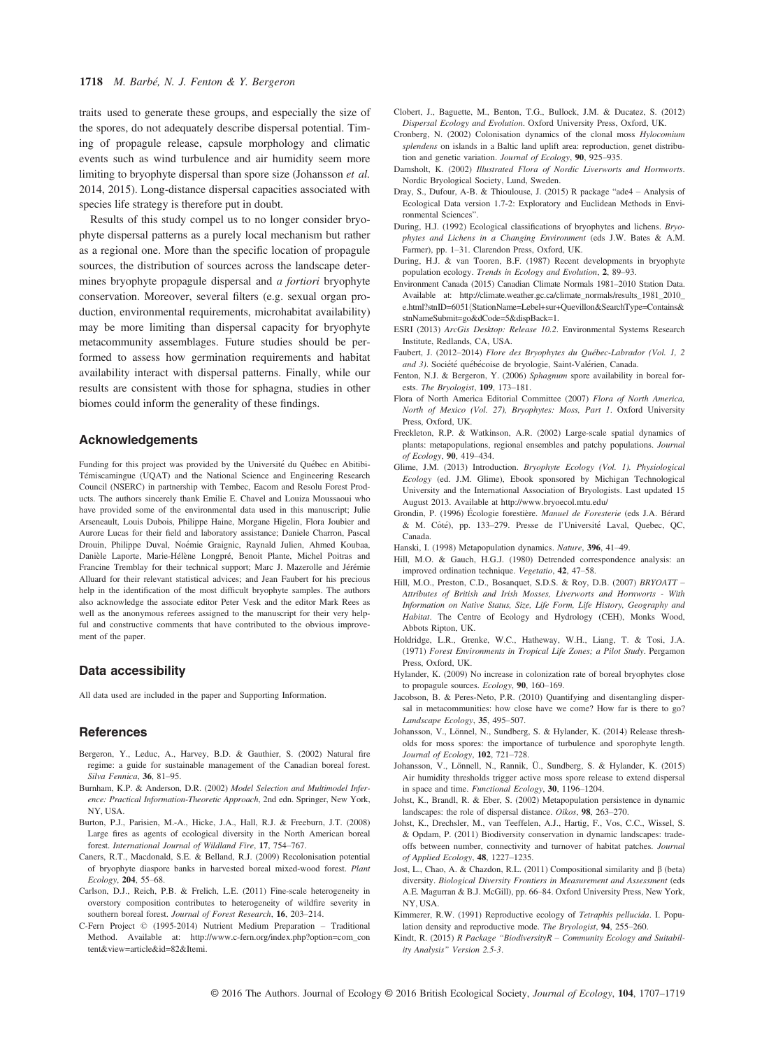traits used to generate these groups, and especially the size of the spores, do not adequately describe dispersal potential. Timing of propagule release, capsule morphology and climatic events such as wind turbulence and air humidity seem more limiting to bryophyte dispersal than spore size (Johansson *et al.* 2014, 2015). Long-distance dispersal capacities associated with species life strategy is therefore put in doubt.

Results of this study compel us to no longer consider bryophyte dispersal patterns as a purely local mechanism but rather as a regional one. More than the specific location of propagule sources, the distribution of sources across the landscape determines bryophyte propagule dispersal and *a fortiori* bryophyte conservation. Moreover, several filters (e.g. sexual organ production, environmental requirements, microhabitat availability) may be more limiting than dispersal capacity for bryophyte metacommunity assemblages. Future studies should be performed to assess how germination requirements and habitat availability interact with dispersal patterns. Finally, while our results are consistent with those for sphagna, studies in other biomes could inform the generality of these findings.

## Acknowledgements

Funding for this project was provided by the Université du Québec en Abitibi-Témiscamingue (UQAT) and the National Science and Engineering Research Council (NSERC) in partnership with Tembec, Eacom and Resolu Forest Products. The authors sincerely thank Emilie E. Chavel and Louiza Moussaoui who have provided some of the environmental data used in this manuscript; Julie Arseneault, Louis Dubois, Philippe Haine, Morgane Higelin, Flora Joubier and Aurore Lucas for their field and laboratory assistance; Daniele Charron, Pascal Drouin, Philippe Duval, Noémie Graignic, Raynald Julien, Ahmed Koubaa, Danièle Laporte, Marie-Hélène Longpré, Benoit Plante, Michel Poitras and Francine Tremblay for their technical support; Marc J. Mazerolle and Jérémie Alluard for their relevant statistical advices; and Jean Faubert for his precious help in the identification of the most difficult bryophyte samples. The authors also acknowledge the associate editor Peter Vesk and the editor Mark Rees as well as the anonymous referees assigned to the manuscript for their very helpful and constructive comments that have contributed to the obvious improvement of the paper.

## Data accessibility

All data used are included in the paper and Supporting Information.

## References

Bergeron, Y., Leduc, A., Harvey, B.D. & Gauthier, S. (2002) Natural fire regime: a guide for sustainable management of the Canadian boreal forest. *Silva Fennica*, **36**, 81–95.

Burnham, K.P. & Anderson, D.R. (2002) *Model Selection and Multimodel Inference: Practical Information-Theoretic Approach*, 2nd edn. Springer, New York, NY, USA.

Burton, P.J., Parisien, M.-A., Hicke, J.A., Hall, R.J. & Freeburn, J.T. (2008) Large fires as agents of ecological diversity in the North American boreal forest. *International Journal of Wildland Fire*, **17**, 754–767.

Caners, R.T., Macdonald, S.E. & Belland, R.J. (2009) Recolonisation potential of bryophyte diaspore banks in harvested boreal mixed-wood forest. *Plant Ecology*, **204**, 55–68.

Carlson, D.J., Reich, P.B. & Frelich, L.E. (2011) Fine-scale heterogeneity in overstory composition contributes to heterogeneity of wildfire severity in southern boreal forest. *Journal of Forest Research*, **16**, 203–214.

C-Fern Project © (1995-2014) Nutrient Medium Preparation – Traditional Method. Available at: http://www.c-fern.org/index.php?option=com_content&view=article&id=82&Itemi.

Clobert, J., Baguette, M., Benton, T.G., Bullock, J.M. & Ducatez, S. (2012) *Dispersal Ecology and Evolution*. Oxford University Press, Oxford, UK.

Cronberg, N. (2002) Colonisation dynamics of the clonal moss *Hylocomium splendens* on islands in a Baltic land uplift area: reproduction, genet distribution and genetic variation. *Journal of Ecology*, **90**, 925–935.

Damsholt, K. (2002) *Illustrated Flora of Nordic Liverworts and Hornworts*. Nordic Bryological Society, Lund, Sweden.

Dray, S., Dufour, A-B. & Thioulouse, J. (2015) R package "ade4 – Analysis of Ecological Data version 1.7-2: Exploratory and Euclidean Methods in Environmental Sciences".

During, H.J. (1992) Ecological classifications of bryophytes and lichens. *Bryophytes and Lichens in a Changing Environment* (eds J.W. Bates & A.M. Farmer), pp. 1–31. Clarendon Press, Oxford, UK.

During, H.J. & van Tooren, B.F. (1987) Recent developments in bryophyte population ecology. *Trends in Ecology and Evolution*, **2**, 89–93.

Environment Canada (2015) Canadian Climate Normals 1981–2010 Station Data. Available at: http://climate.weather.gc.ca/climate_normals/results_1981_2010_e.html?stnID=6051(StationName=Lebel+sur+Quevillon&SearchType=Contains&stnNameSubmit=go&dCode=5&dispBack=1.

ESRI (2013) *ArcGis Desktop: Release 10.2*. Environmental Systems Research Institute, Redlands, CA, USA.

Faubert, J. (2012–2014) *Flore des Bryophytes du Québec-Labrador (Vol. 1, 2 and 3)*. Société québécoise de bryologie, Saint-Valérien, Canada.

Fenton, N.J. & Bergeron, Y. (2006) *Sphagnum* spore availability in boreal forests. *The Bryologist*, **109**, 173–181.

Flora of North America Editorial Committee (2007) *Flora of North America, North of Mexico (Vol. 27), Bryophytes: Moss, Part 1*. Oxford University Press, Oxford, UK.

Freckleton, R.P. & Watkinson, A.R. (2002) Large-scale spatial dynamics of plants: metapopulations, regional ensembles and patchy populations. *Journal of Ecology*, **90**, 419–434.

Glime, J.M. (2013) Introduction. *Bryophyte Ecology (Vol. 1). Physiological Ecology* (ed. J.M. Glime), Ebook sponsored by Michigan Technological University and the International Association of Bryologists. Last updated 15 August 2013. Available at http://www.bryoecol.mtu.edu/

Grondin, P. (1996) Écologie forestière. *Manuel de Foresterie* (eds J.A. Bérard & M. Côté), pp. 133–279. Presse de l'Université Laval, Quebec, QC, Canada.

Hanski, I. (1998) Metapopulation dynamics. *Nature*, **396**, 41–49.

Hill, M.O. & Gauch, H.G.J. (1980) Detrended correspondence analysis: an improved ordination technique. *Vegetatio*, **42**, 47–58.

Hill, M.O., Preston, C.D., Bosanquet, S.D.S. & Roy, D.B. (2007) *BRYOATT – Attributes of British and Irish Mosses, Liverworts and Hornworts - With Information on Native Status, Size, Life Form, Life History, Geography and Habitat*. The Centre of Ecology and Hydrology (CEH), Monks Wood, Abbots Ripton, UK.

Holdridge, L.R., Grenke, W.C., Hatheway, W.H., Liang, T. & Tosi, J.A. (1971) *Forest Environments in Tropical Life Zones; a Pilot Study*. Pergamon Press, Oxford, UK.

Hylander, K. (2009) No increase in colonization rate of boreal bryophytes close to propagule sources. *Ecology*, **90**, 160–169.

Jacobson, B. & Peres-Neto, P.R. (2010) Quantifying and disentangling dispersal in metacommunities: how close have we come? How far is there to go? *Landscape Ecology*, **35**, 495–507.

Johansson, V., Lönnel, N., Sundberg, S. & Hylander, K. (2014) Release thresholds for moss spores: the importance of turbulence and sporophyte length. *Journal of Ecology*, **102**, 721–728.

Johansson, V., Lönnell, N., Rannik, Ü., Sundberg, S. & Hylander, K. (2015) Air humidity thresholds trigger active moss spore release to extend dispersal in space and time. *Functional Ecology*, **30**, 1196–1204.

Johst, K., Brandl, R. & Eber, S. (2002) Metapopulation persistence in dynamic landscapes: the role of dispersal distance. *Oikos*, **98**, 263–270.

Johst, K., Drechsler, M., van Teeffelen, A.J., Hartig, F., Vos, C.C., Wissel, S. & Opdam, P. (2011) Biodiversity conservation in dynamic landscapes: trade-offs between number, connectivity and turnover of habitat patches. *Journal of Applied Ecology*, **48**, 1227–1235.

Jost, L., Chao, A. & Chazdon, R.L. (2011) Compositional similarity and β (beta) diversity. *Biological Diversity Frontiers in Measurement and Assessment* (eds A.E. Magurran & B.J. McGill), pp. 66–84. Oxford University Press, New York, NY, USA.

Kimmerer, R.W. (1991) Reproductive ecology of *Tetraphis pellucida*. I. Population density and reproductive mode. *The Bryologist*, **94**, 255–260.

Kindt, R. (2015) *R Package "BiodiversityR – Community Ecology and Suitability Analysis" Version 2.5-3*.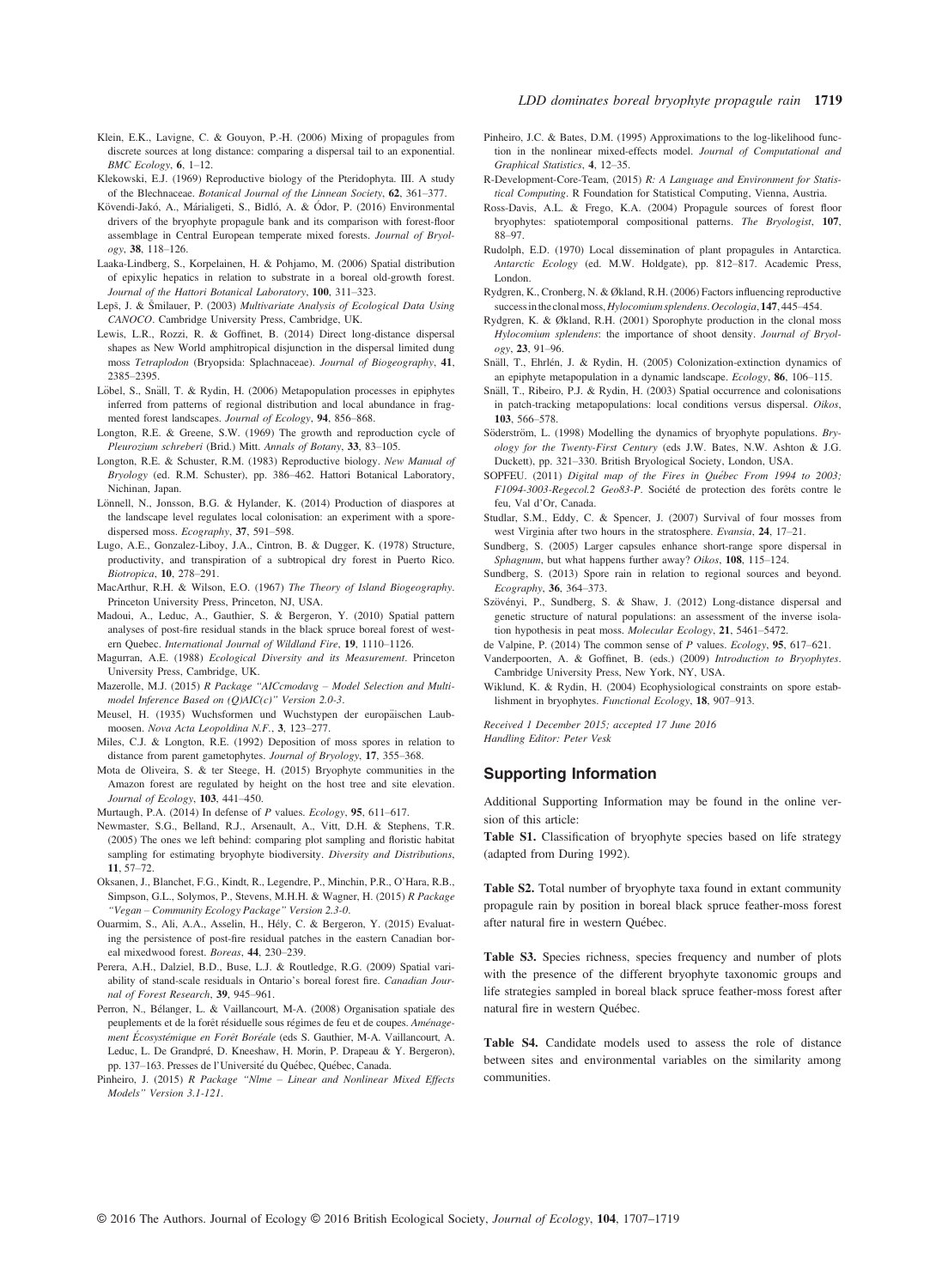Klein, E.K., Lavigne, C. & Gouyon, P.-H. (2006) Mixing of propagules from discrete sources at long distance: comparing a dispersal tail to an exponential. *BMC Ecology*, **6**, 1–12.

Klekowski, E.J. (1969) Reproductive biology of the Pteridophyta. III. A study of the Blechnaceae. *Botanical Journal of the Linnean Society*, **62**, 361–377.

Kövendi-Jakó, A., Márialigeti, S., Bidló, A. & Ódor, P. (2016) Environmental drivers of the bryophyte propagule bank and its comparison with forest-floor assemblage in Central European temperate mixed forests. *Journal of Bryology*, **38**, 118–126.

Laaka-Lindberg, S., Korpelainen, H. & Pohjamo, M. (2006) Spatial distribution of epixylic hepatics in relation to substrate in a boreal old-growth forest. *Journal of the Hattori Botanical Laboratory*, **100**, 311–323.

Lepš, J. & Šmilauer, P. (2003) *Multivariate Analysis of Ecological Data Using CANOCO*. Cambridge University Press, Cambridge, UK.

Lewis, L.R., Rozzi, R. & Goffinet, B. (2014) Direct long-distance dispersal shapes as New World amphitropical disjunction in the dispersal limited dung moss *Tetraplodon* (Bryopsida: Splachnaceae). *Journal of Biogeography*, **41**, 2385–2395.

Löbel, S., Snäll, T. & Rydin, H. (2006) Metapopulation processes in epiphytes inferred from patterns of regional distribution and local abundance in fragmented forest landscapes. *Journal of Ecology*, **94**, 856–868.

Longton, R.E. & Greene, S.W. (1969) The growth and reproduction cycle of *Pleurozium schreberi* (Brid.) Mitt. *Annals of Botany*, **33**, 83–105.

Longton, R.E. & Schuster, R.M. (1983) Reproductive biology. *New Manual of Bryology* (ed. R.M. Schuster), pp. 386–462. Hattori Botanical Laboratory, Nichinan, Japan.

Lönnell, N., Jonsson, B.G. & Hylander, K. (2014) Production of diaspores at the landscape level regulates local colonisation: an experiment with a spore-dispersed moss. *Ecography*, **37**, 591–598.

Lugo, A.E., Gonzalez-Liboy, J.A., Cintron, B. & Dugger, K. (1978) Structure, productivity, and transpiration of a subtropical dry forest in Puerto Rico. *Biotropica*, **10**, 278–291.

MacArthur, R.H. & Wilson, E.O. (1967) *The Theory of Island Biogeography*. Princeton University Press, Princeton, NJ, USA.

Madoui, A., Leduc, A., Gauthier, S. & Bergeron, Y. (2010) Spatial pattern analyses of post-fire residual stands in the black spruce boreal forest of western Quebec. *International Journal of Wildland Fire*, **19**, 1110–1126.

Magurran, A.E. (1988) *Ecological Diversity and its Measurement*. Princeton University Press, Cambridge, UK.

Mazerolle, M.J. (2015) *R Package "AICcmodavg – Model Selection and Multimodel Inference Based on (Q)AIC(c)" Version 2.0-3*.

Meusel, H. (1935) Wuchsformen und Wuchstypen der europäischen Laubmoosen. *Nova Acta Leopoldina N.F.*, **3**, 123–277.

Miles, C.J. & Longton, R.E. (1992) Deposition of moss spores in relation to distance from parent gametophytes. *Journal of Bryology*, **17**, 355–368.

Mota de Oliveira, S. & ter Steege, H. (2015) Bryophyte communities in the Amazon forest are regulated by height on the host tree and site elevation. *Journal of Ecology*, **103**, 441–450.

Murtaugh, P.A. (2014) In defense of *P* values. *Ecology*, **95**, 611–617.

Newmaster, S.G., Belland, R.J., Arsenault, A., Vitt, D.H. & Stephens, T.R. (2005) The ones we left behind: comparing plot sampling and floristic habitat sampling for estimating bryophyte biodiversity. *Diversity and Distributions*, **11**, 57–72.

Oksanen, J., Blanchet, F.G., Kindt, R., Legendre, P., Minchin, P.R., O'Hara, R.B., Simpson, G.L., Solymos, P., Stevens, M.H.H. & Wagner, H. (2015) *R Package "Vegan – Community Ecology Package" Version 2.3-0*.

Ouarmim, S., Ali, A.A., Asselin, H., Hély, C. & Bergeron, Y. (2015) Evaluating the persistence of post-fire residual patches in the eastern Canadian boreal mixedwood forest. *Boreas*, **44**, 230–239.

Perera, A.H., Dalziel, B.D., Buse, L.J. & Routledge, R.G. (2009) Spatial variability of stand-scale residuals in Ontario's boreal forest fire. *Canadian Journal of Forest Research*, **39**, 945–961.

Perron, N., Bélanger, L. & Vaillancourt, M-A. (2008) Organisation spatiale des peuplements et de la forêt résiduelle sous régimes de feu et de coupes. *Aménagement Écosystémique en Forêt Boréale* (eds S. Gauthier, M-A. Vaillancourt, A. Leduc, L. De Grandpré, D. Kneeshaw, H. Morin, P. Drapeau & Y. Bergeron), pp. 137–163. Presses de l'Université du Québec, Québec, Canada.

Pinheiro, J. (2015) *R Package "Nlme – Linear and Nonlinear Mixed Effects Models" Version 3.1-121*.

Pinheiro, J.C. & Bates, D.M. (1995) Approximations to the log-likelihood function in the nonlinear mixed-effects model. *Journal of Computational and Graphical Statistics*, **4**, 12–35.

R-Development-Core-Team, (2015) *R: A Language and Environment for Statistical Computing*. R Foundation for Statistical Computing, Vienna, Austria.

Ross-Davis, A.L. & Frego, K.A. (2004) Propagule sources of forest floor bryophytes: spatiotemporal compositional patterns. *The Bryologist*, **107**, 88–97.

Rudolph, E.D. (1970) Local dissemination of plant propagules in Antarctica. *Antarctic Ecology* (ed. M.W. Holdgate), pp. 812–817. Academic Press, London.

Rydgren, K., Cronberg, N. & Økland, R.H. (2006) Factors influencing reproductive success in the clonal moss, *Hylocomium splendens*. *Oecologia*, **147**, 445–454.

Rydgren, K. & Økland, R.H. (2001) Sporophyte production in the clonal moss *Hylocomium splendens*: the importance of shoot density. *Journal of Bryology*, **23**, 91–96.

Snäll, T., Ehrlén, J. & Rydin, H. (2005) Colonization-extinction dynamics of an epiphyte metapopulation in a dynamic landscape. *Ecology*, **86**, 106–115.

Snäll, T., Ribeiro, P.J. & Rydin, H. (2003) Spatial occurrence and colonisations in patch-tracking metapopulations: local conditions versus dispersal. *Oikos*, **103**, 566–578.

Söderström, L. (1998) Modelling the dynamics of bryophyte populations. *Bryology for the Twenty-First Century* (eds J.W. Bates, N.W. Ashton & J.G. Duckett), pp. 321–330. British Bryological Society, London, USA.

SOPFEU. (2011) *Digital map of the Fires in Québec From 1994 to 2003; F1094-3003-Regecol.2 Geo83-P*. Société de protection des forêts contre le feu, Val d'Or, Canada.

Studlar, S.M., Eddy, C. & Spencer, J. (2007) Survival of four mosses from west Virginia after two hours in the stratosphere. *Evansia*, **24**, 17–21.

Sundberg, S. (2005) Larger capsules enhance short-range spore dispersal in *Sphagnum*, but what happens further away? *Oikos*, **108**, 115–124.

Sundberg, S. (2013) Spore rain in relation to regional sources and beyond. *Ecography*, **36**, 364–373.

Szövényi, P., Sundberg, S. & Shaw, J. (2012) Long-distance dispersal and genetic structure of natural populations: an assessment of the inverse isolation hypothesis in peat moss. *Molecular Ecology*, **21**, 5461–5472.

de Valpine, P. (2014) The common sense of *P* values. *Ecology*, **95**, 617–621.

Vanderpoorten, A. & Goffinet, B. (eds.) (2009) *Introduction to Bryophytes*. Cambridge University Press, New York, NY, USA.

Wiklund, K. & Rydin, H. (2004) Ecophysiological constraints on spore establishment in bryophytes. *Functional Ecology*, **18**, 907–913.

*Received 1 December 2015; accepted 17 June 2016*
*Handling Editor: Peter Vesk*

## Supporting Information

Additional Supporting Information may be found in the online version of this article:

**Table S1.** Classification of bryophyte species based on life strategy (adapted from During 1992).

**Table S2.** Total number of bryophyte taxa found in extant community propagule rain by position in boreal black spruce feather-moss forest after natural fire in western Québec.

**Table S3.** Species richness, species frequency and number of plots with the presence of the different bryophyte taxonomic groups and life strategies sampled in boreal black spruce feather-moss forest after natural fire in western Québec.

**Table S4.** Candidate models used to assess the role of distance between sites and environmental variables on the similarity among communities.